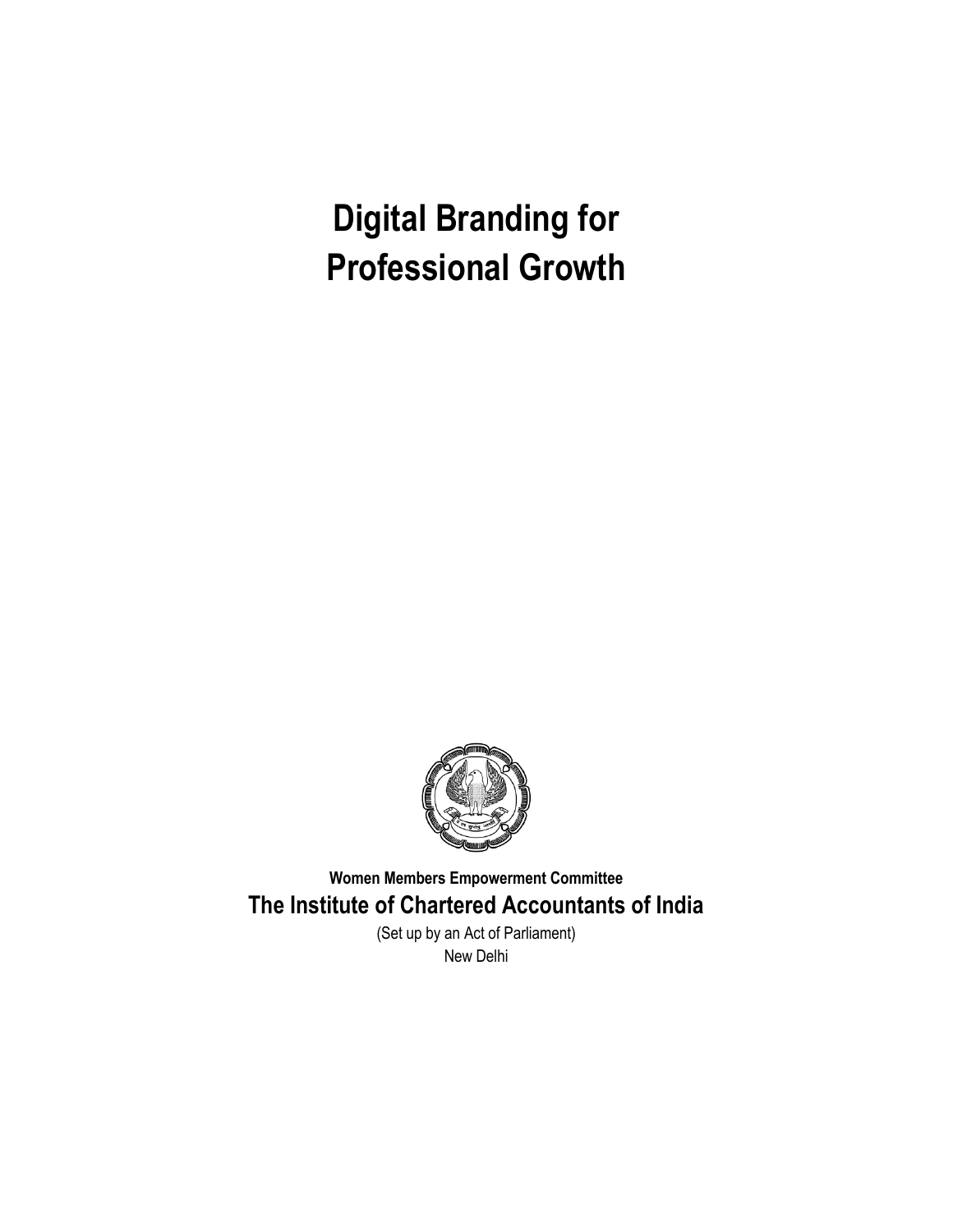# Digital Branding for Professional Growth

**Women Members Empowerment Committee**

**The Institute of Chartered Accountants of India**

(Set up by an Act of Parliament)

New Delhi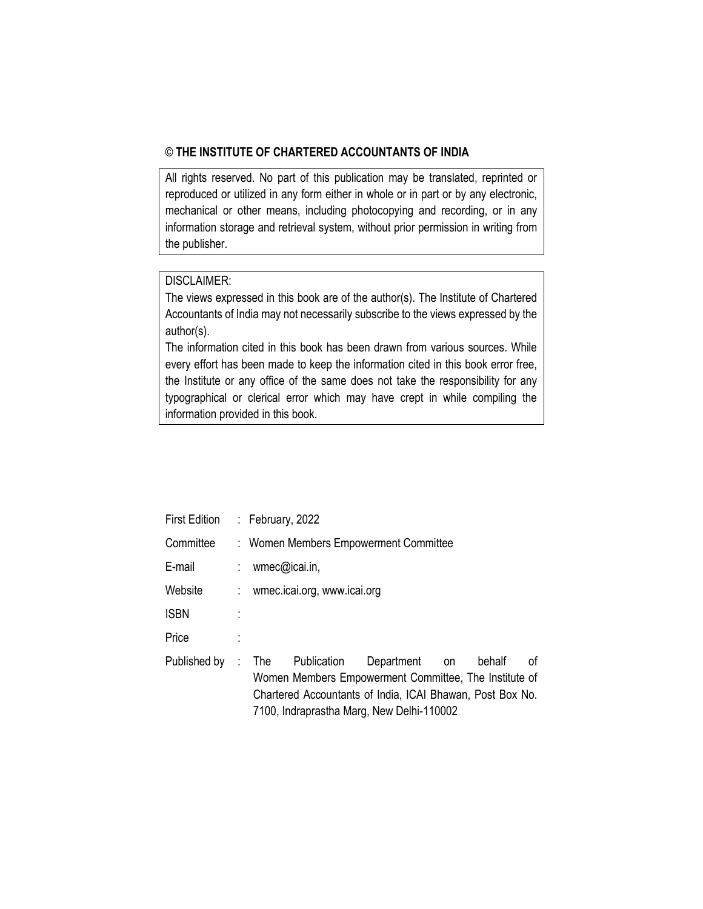© **THE INSTITUTE OF CHARTERED ACCOUNTANTS OF INDIA**

All rights reserved. No part of this publication may be translated, reprinted or reproduced or utilized in any form either in whole or in part or by any electronic, mechanical or other means, including photocopying and recording, or in any information storage and retrieval system, without prior permission in writing from the publisher.

DISCLAIMER:

The views expressed in this book are of the author(s). The Institute of Chartered Accountants of India may not necessarily subscribe to the views expressed by the author(s).

The information cited in this book has been drawn from various sources. While every effort has been made to keep the information cited in this book error free, the Institute or any office of the same does not take the responsibility for any typographical or clerical error which may have crept in while compiling the information provided in this book.

| | | |
|---|---|---|
| First Edition | : | February, 2022 |
| Committee | : | Women Members Empowerment Committee |
| E-mail | : | wmec@icai.in, |
| Website | : | wmec.icai.org, www.icai.org |
| ISBN | : | |
| Price | : | |
| Published by | : | The Publication Department on behalf of Women Members Empowerment Committee, The Institute of Chartered Accountants of India, ICAI Bhawan, Post Box No. 7100, Indraprastha Marg, New Delhi-110002 |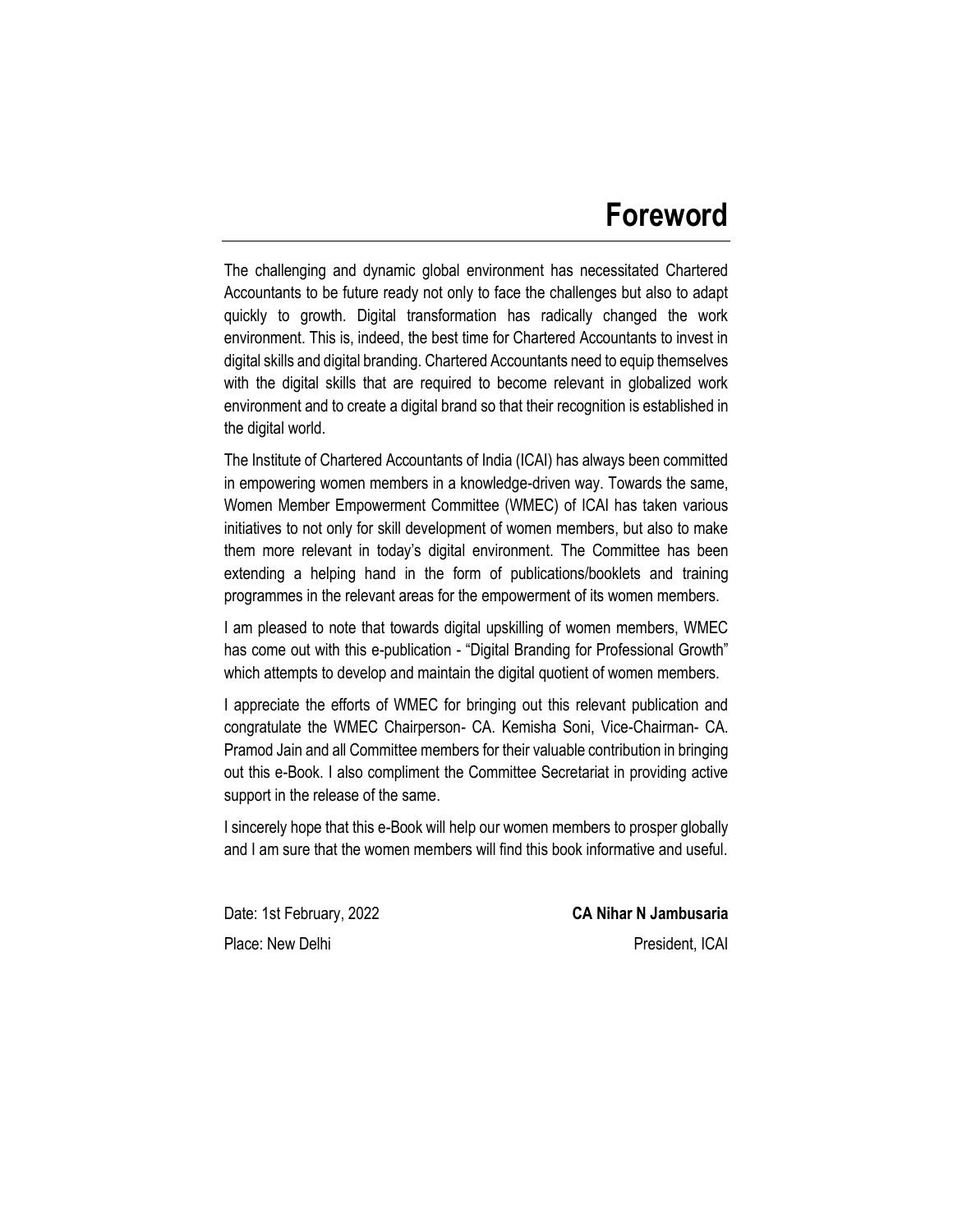# Foreword

The challenging and dynamic global environment has necessitated Chartered Accountants to be future ready not only to face the challenges but also to adapt quickly to growth. Digital transformation has radically changed the work environment. This is, indeed, the best time for Chartered Accountants to invest in digital skills and digital branding. Chartered Accountants need to equip themselves with the digital skills that are required to become relevant in globalized work environment and to create a digital brand so that their recognition is established in the digital world.

The Institute of Chartered Accountants of India (ICAI) has always been committed in empowering women members in a knowledge-driven way. Towards the same, Women Member Empowerment Committee (WMEC) of ICAI has taken various initiatives to not only for skill development of women members, but also to make them more relevant in today's digital environment. The Committee has been extending a helping hand in the form of publications/booklets and training programmes in the relevant areas for the empowerment of its women members.

I am pleased to note that towards digital upskilling of women members, WMEC has come out with this e-publication - "Digital Branding for Professional Growth" which attempts to develop and maintain the digital quotient of women members.

I appreciate the efforts of WMEC for bringing out this relevant publication and congratulate the WMEC Chairperson- CA. Kemisha Soni, Vice-Chairman- CA. Pramod Jain and all Committee members for their valuable contribution in bringing out this e-Book. I also compliment the Committee Secretariat in providing active support in the release of the same.

I sincerely hope that this e-Book will help our women members to prosper globally and I am sure that the women members will find this book informative and useful.

Date: 1st February, 2022

Place: New Delhi

**CA Nihar N Jambusaria**

President, ICAI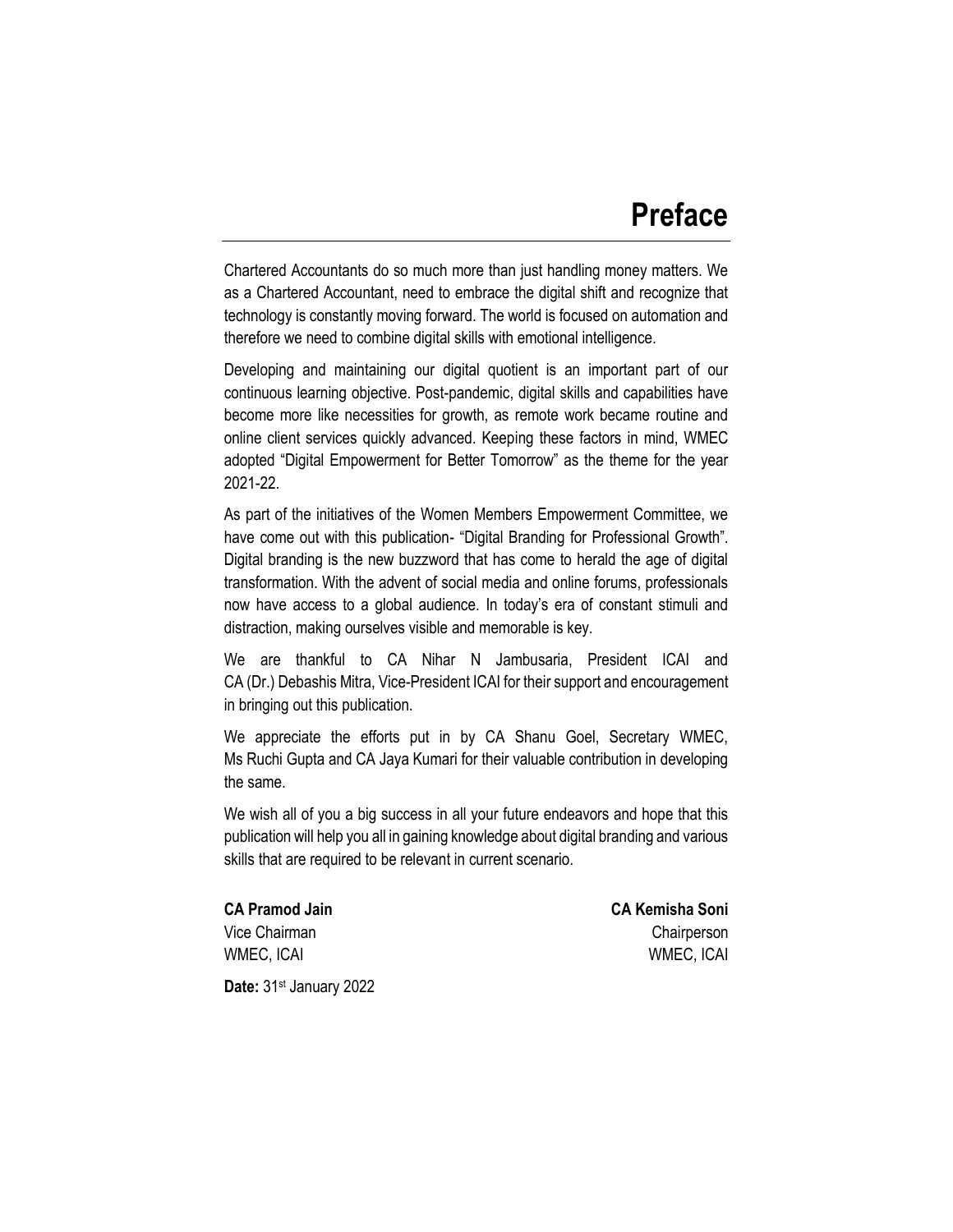# Preface

Chartered Accountants do so much more than just handling money matters. We as a Chartered Accountant, need to embrace the digital shift and recognize that technology is constantly moving forward. The world is focused on automation and therefore we need to combine digital skills with emotional intelligence.

Developing and maintaining our digital quotient is an important part of our continuous learning objective. Post-pandemic, digital skills and capabilities have become more like necessities for growth, as remote work became routine and online client services quickly advanced. Keeping these factors in mind, WMEC adopted "Digital Empowerment for Better Tomorrow" as the theme for the year 2021-22.

As part of the initiatives of the Women Members Empowerment Committee, we have come out with this publication- "Digital Branding for Professional Growth". Digital branding is the new buzzword that has come to herald the age of digital transformation. With the advent of social media and online forums, professionals now have access to a global audience. In today's era of constant stimuli and distraction, making ourselves visible and memorable is key.

We are thankful to CA Nihar N Jambusaria, President ICAI and CA (Dr.) Debashis Mitra, Vice-President ICAI for their support and encouragement in bringing out this publication.

We appreciate the efforts put in by CA Shanu Goel, Secretary WMEC, Ms Ruchi Gupta and CA Jaya Kumari for their valuable contribution in developing the same.

We wish all of you a big success in all your future endeavors and hope that this publication will help you all in gaining knowledge about digital branding and various skills that are required to be relevant in current scenario.

**CA Pramod Jain**
Vice Chairman
WMEC, ICAI

**CA Kemisha Soni**
Chairperson
WMEC, ICAI

**Date:** 31st January 2022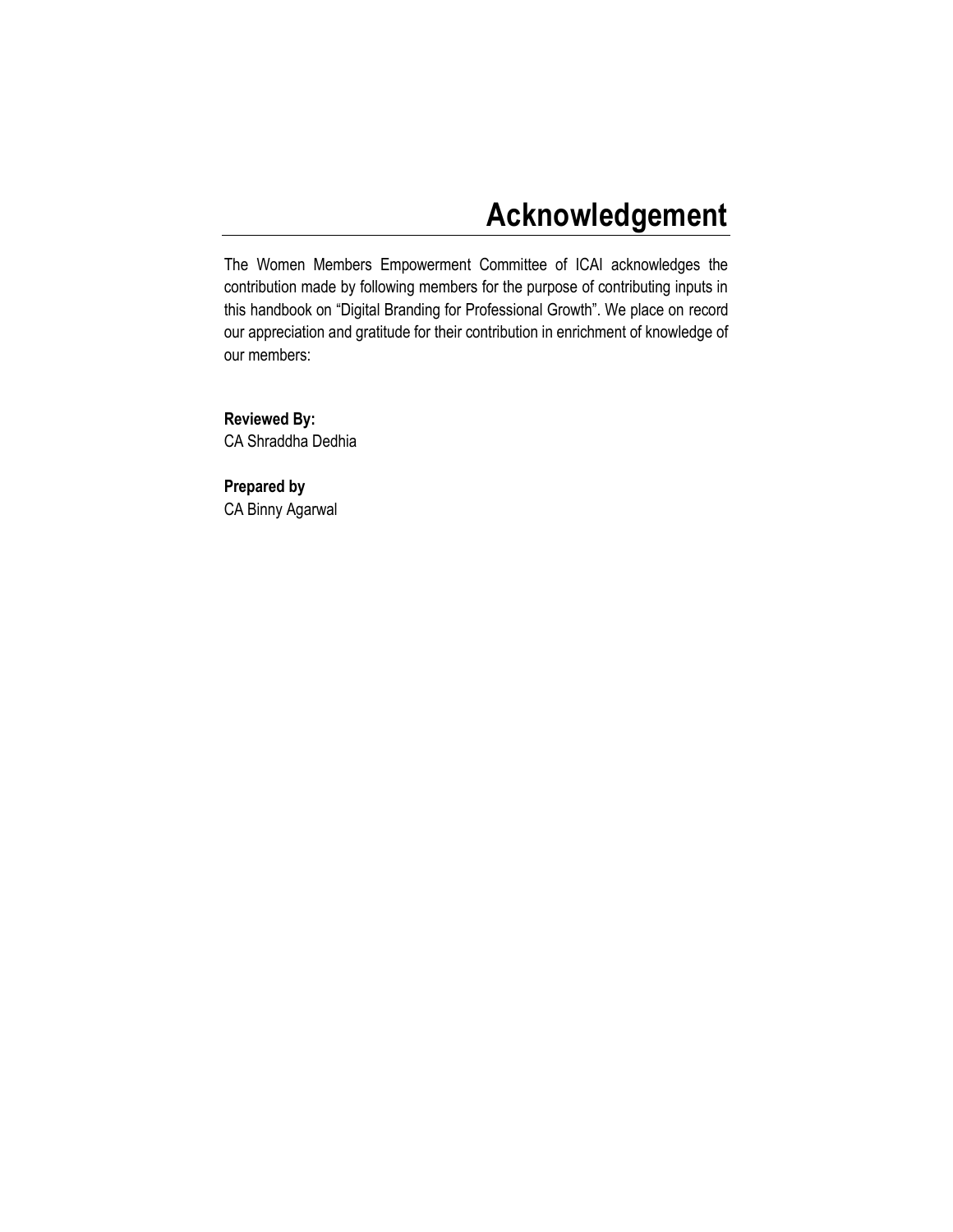# Acknowledgement

The Women Members Empowerment Committee of ICAI acknowledges the contribution made by following members for the purpose of contributing inputs in this handbook on “Digital Branding for Professional Growth”. We place on record our appreciation and gratitude for their contribution in enrichment of knowledge of our members:

**Reviewed By:**
CA Shraddha Dedhia

**Prepared by**
CA Binny Agarwal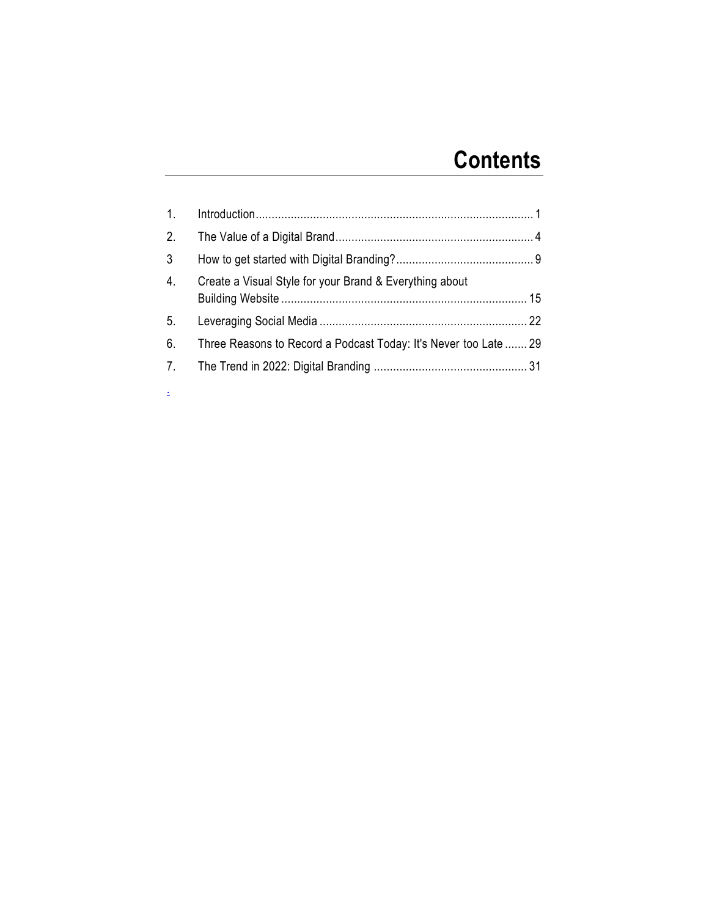# Contents

1. Introduction...................................................................................... 1
2. The Value of a Digital Brand.............................................................. 4
3 How to get started with Digital Branding?........................................... 9
4. Create a Visual Style for your Brand & Everything about Building Website ............................................................................ 15
5. Leveraging Social Media ................................................................. 22
6. Three Reasons to Record a Podcast Today: It's Never too Late ....... 29
7. The Trend in 2022: Digital Branding ................................................ 31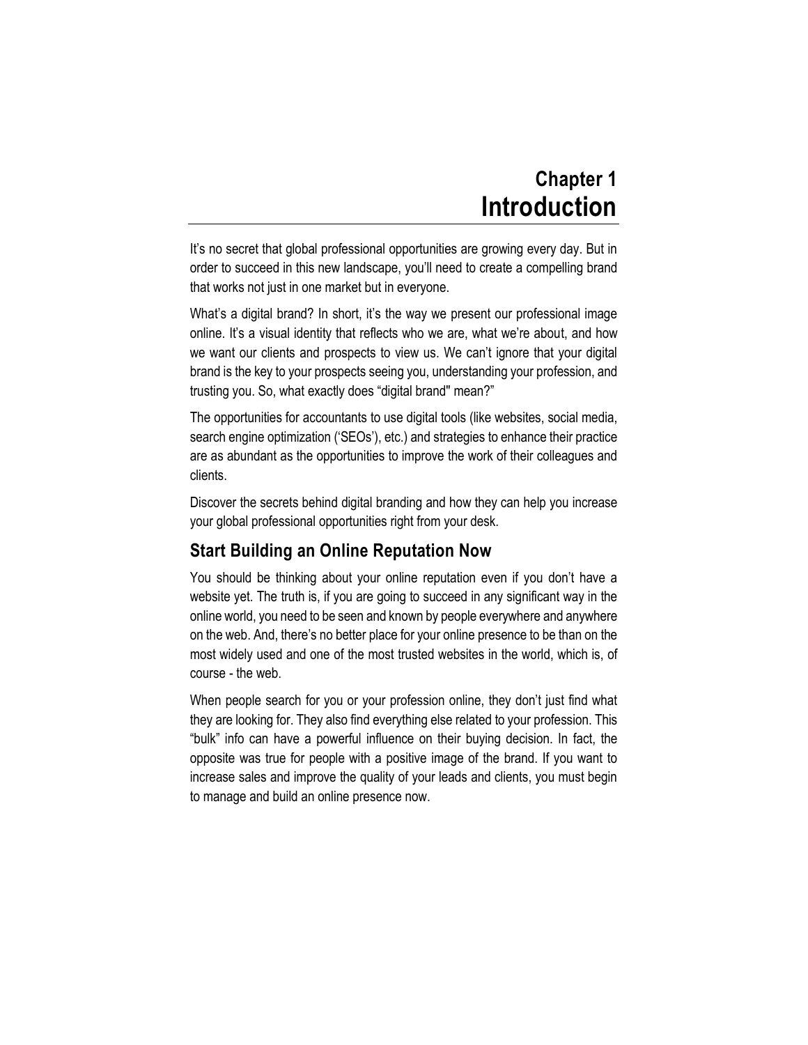# Chapter 1
# Introduction

It's no secret that global professional opportunities are growing every day. But in order to succeed in this new landscape, you'll need to create a compelling brand that works not just in one market but in everyone.

What's a digital brand? In short, it's the way we present our professional image online. It's a visual identity that reflects who we are, what we're about, and how we want our clients and prospects to view us. We can't ignore that your digital brand is the key to your prospects seeing you, understanding your profession, and trusting you. So, what exactly does "digital brand" mean?"

The opportunities for accountants to use digital tools (like websites, social media, search engine optimization ('SEOs'), etc.) and strategies to enhance their practice are as abundant as the opportunities to improve the work of their colleagues and clients.

Discover the secrets behind digital branding and how they can help you increase your global professional opportunities right from your desk.

## Start Building an Online Reputation Now

You should be thinking about your online reputation even if you don't have a website yet. The truth is, if you are going to succeed in any significant way in the online world, you need to be seen and known by people everywhere and anywhere on the web. And, there's no better place for your online presence to be than on the most widely used and one of the most trusted websites in the world, which is, of course - the web.

When people search for you or your profession online, they don't just find what they are looking for. They also find everything else related to your profession. This "bulk" info can have a powerful influence on their buying decision. In fact, the opposite was true for people with a positive image of the brand. If you want to increase sales and improve the quality of your leads and clients, you must begin to manage and build an online presence now.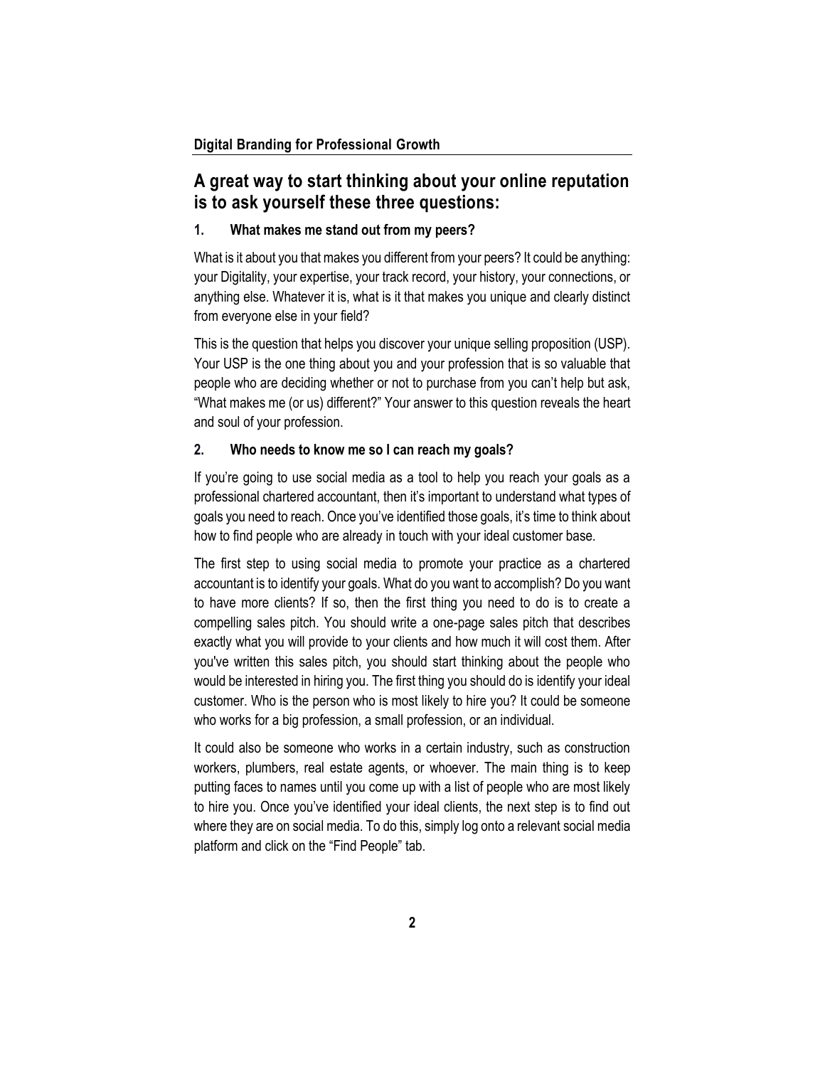## A great way to start thinking about your online reputation is to ask yourself these three questions:

### 1. What makes me stand out from my peers?

What is it about you that makes you different from your peers? It could be anything: your Digitality, your expertise, your track record, your history, your connections, or anything else. Whatever it is, what is it that makes you unique and clearly distinct from everyone else in your field?

This is the question that helps you discover your unique selling proposition (USP). Your USP is the one thing about you and your profession that is so valuable that people who are deciding whether or not to purchase from you can't help but ask, "What makes me (or us) different?" Your answer to this question reveals the heart and soul of your profession.

### 2. Who needs to know me so I can reach my goals?

If you're going to use social media as a tool to help you reach your goals as a professional chartered accountant, then it's important to understand what types of goals you need to reach. Once you've identified those goals, it's time to think about how to find people who are already in touch with your ideal customer base.

The first step to using social media to promote your practice as a chartered accountant is to identify your goals. What do you want to accomplish? Do you want to have more clients? If so, then the first thing you need to do is to create a compelling sales pitch. You should write a one-page sales pitch that describes exactly what you will provide to your clients and how much it will cost them. After you've written this sales pitch, you should start thinking about the people who would be interested in hiring you. The first thing you should do is identify your ideal customer. Who is the person who is most likely to hire you? It could be someone who works for a big profession, a small profession, or an individual.

It could also be someone who works in a certain industry, such as construction workers, plumbers, real estate agents, or whoever. The main thing is to keep putting faces to names until you come up with a list of people who are most likely to hire you. Once you've identified your ideal clients, the next step is to find out where they are on social media. To do this, simply log onto a relevant social media platform and click on the "Find People" tab.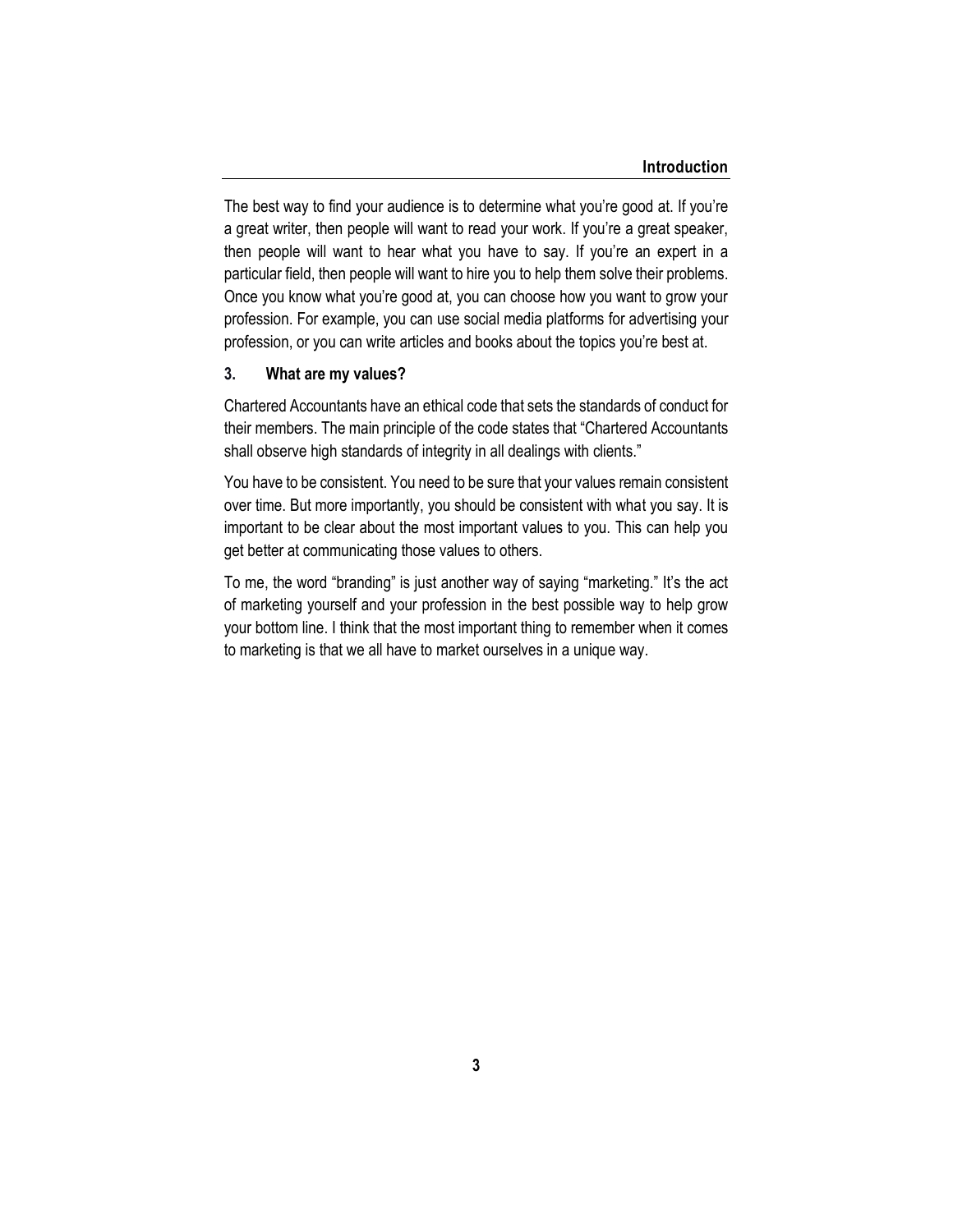The best way to find your audience is to determine what you're good at. If you're a great writer, then people will want to read your work. If you're a great speaker, then people will want to hear what you have to say. If you're an expert in a particular field, then people will want to hire you to help them solve their problems. Once you know what you're good at, you can choose how you want to grow your profession. For example, you can use social media platforms for advertising your profession, or you can write articles and books about the topics you're best at.

### 3. What are my values?

Chartered Accountants have an ethical code that sets the standards of conduct for their members. The main principle of the code states that "Chartered Accountants shall observe high standards of integrity in all dealings with clients."

You have to be consistent. You need to be sure that your values remain consistent over time. But more importantly, you should be consistent with what you say. It is important to be clear about the most important values to you. This can help you get better at communicating those values to others.

To me, the word "branding" is just another way of saying "marketing." It's the act of marketing yourself and your profession in the best possible way to help grow your bottom line. I think that the most important thing to remember when it comes to marketing is that we all have to market ourselves in a unique way.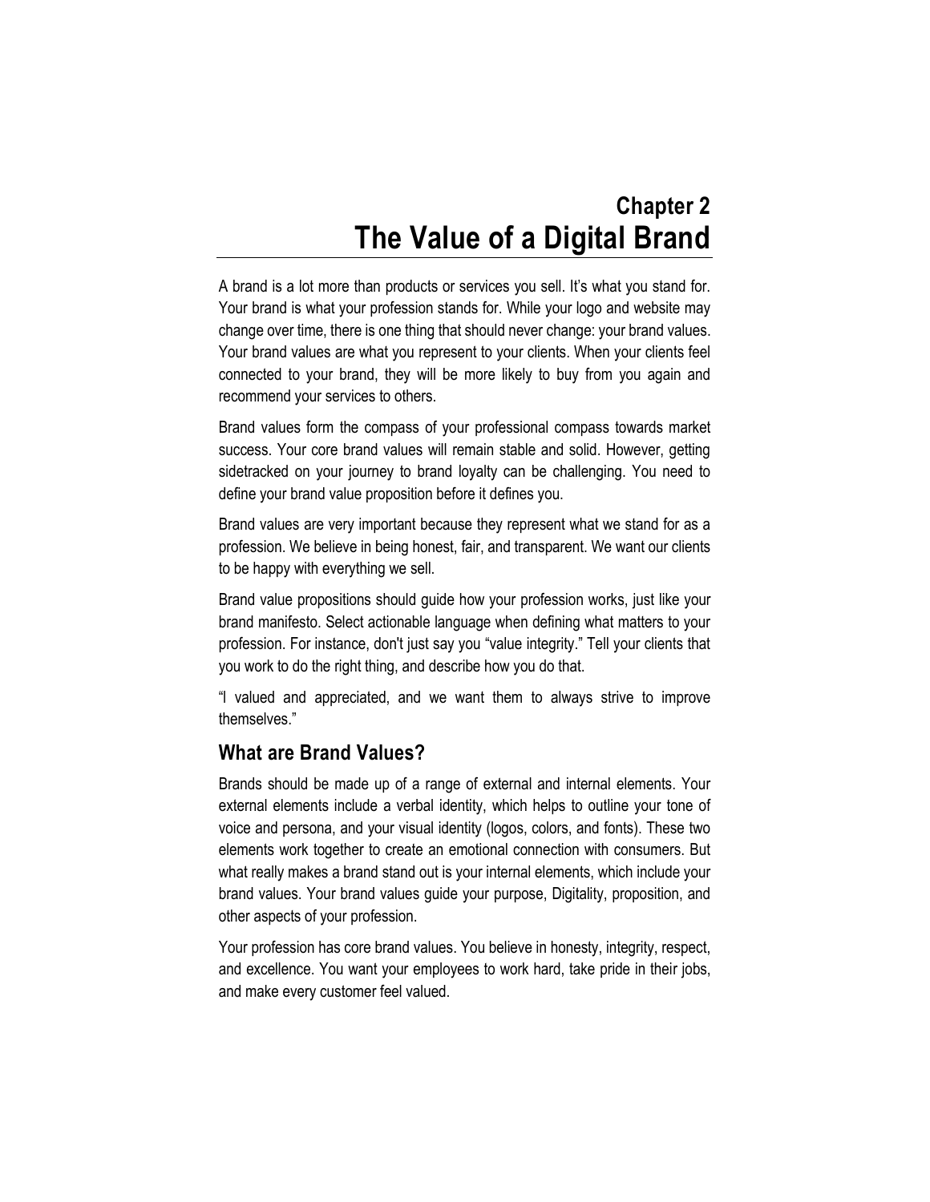# Chapter 2
# The Value of a Digital Brand

A brand is a lot more than products or services you sell. It's what you stand for. Your brand is what your profession stands for. While your logo and website may change over time, there is one thing that should never change: your brand values. Your brand values are what you represent to your clients. When your clients feel connected to your brand, they will be more likely to buy from you again and recommend your services to others.

Brand values form the compass of your professional compass towards market success. Your core brand values will remain stable and solid. However, getting sidetracked on your journey to brand loyalty can be challenging. You need to define your brand value proposition before it defines you.

Brand values are very important because they represent what we stand for as a profession. We believe in being honest, fair, and transparent. We want our clients to be happy with everything we sell.

Brand value propositions should guide how your profession works, just like your brand manifesto. Select actionable language when defining what matters to your profession. For instance, don't just say you "value integrity." Tell your clients that you work to do the right thing, and describe how you do that.

"I valued and appreciated, and we want them to always strive to improve themselves."

## What are Brand Values?

Brands should be made up of a range of external and internal elements. Your external elements include a verbal identity, which helps to outline your tone of voice and persona, and your visual identity (logos, colors, and fonts). These two elements work together to create an emotional connection with consumers. But what really makes a brand stand out is your internal elements, which include your brand values. Your brand values guide your purpose, Digitality, proposition, and other aspects of your profession.

Your profession has core brand values. You believe in honesty, integrity, respect, and excellence. You want your employees to work hard, take pride in their jobs, and make every customer feel valued.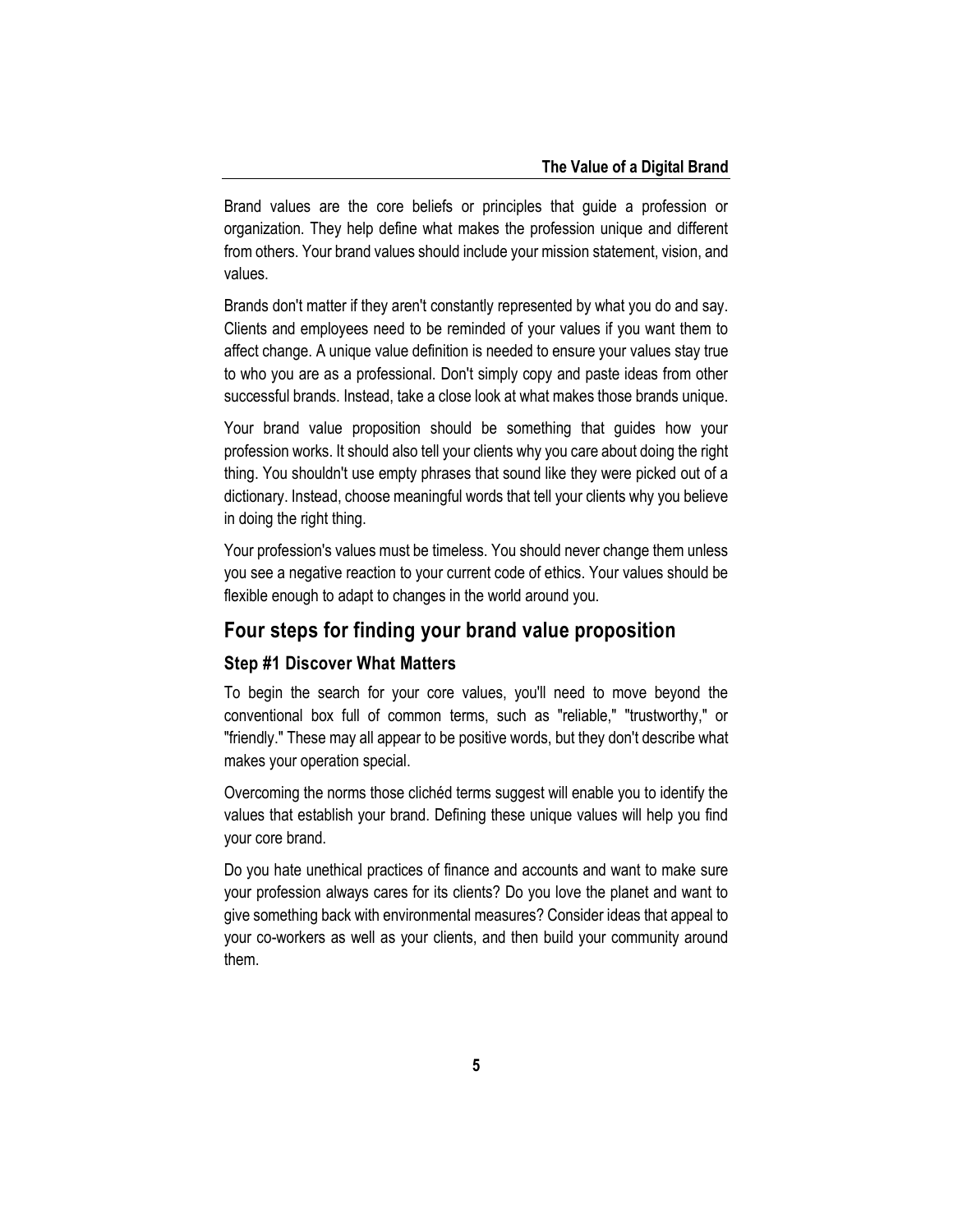Brand values are the core beliefs or principles that guide a profession or organization. They help define what makes the profession unique and different from others. Your brand values should include your mission statement, vision, and values.

Brands don't matter if they aren't constantly represented by what you do and say. Clients and employees need to be reminded of your values if you want them to affect change. A unique value definition is needed to ensure your values stay true to who you are as a professional. Don't simply copy and paste ideas from other successful brands. Instead, take a close look at what makes those brands unique.

Your brand value proposition should be something that guides how your profession works. It should also tell your clients why you care about doing the right thing. You shouldn't use empty phrases that sound like they were picked out of a dictionary. Instead, choose meaningful words that tell your clients why you believe in doing the right thing.

Your profession's values must be timeless. You should never change them unless you see a negative reaction to your current code of ethics. Your values should be flexible enough to adapt to changes in the world around you.

## Four steps for finding your brand value proposition

### Step #1 Discover What Matters

To begin the search for your core values, you'll need to move beyond the conventional box full of common terms, such as "reliable," "trustworthy," or "friendly." These may all appear to be positive words, but they don't describe what makes your operation special.

Overcoming the norms those clichéd terms suggest will enable you to identify the values that establish your brand. Defining these unique values will help you find your core brand.

Do you hate unethical practices of finance and accounts and want to make sure your profession always cares for its clients? Do you love the planet and want to give something back with environmental measures? Consider ideas that appeal to your co-workers as well as your clients, and then build your community around them.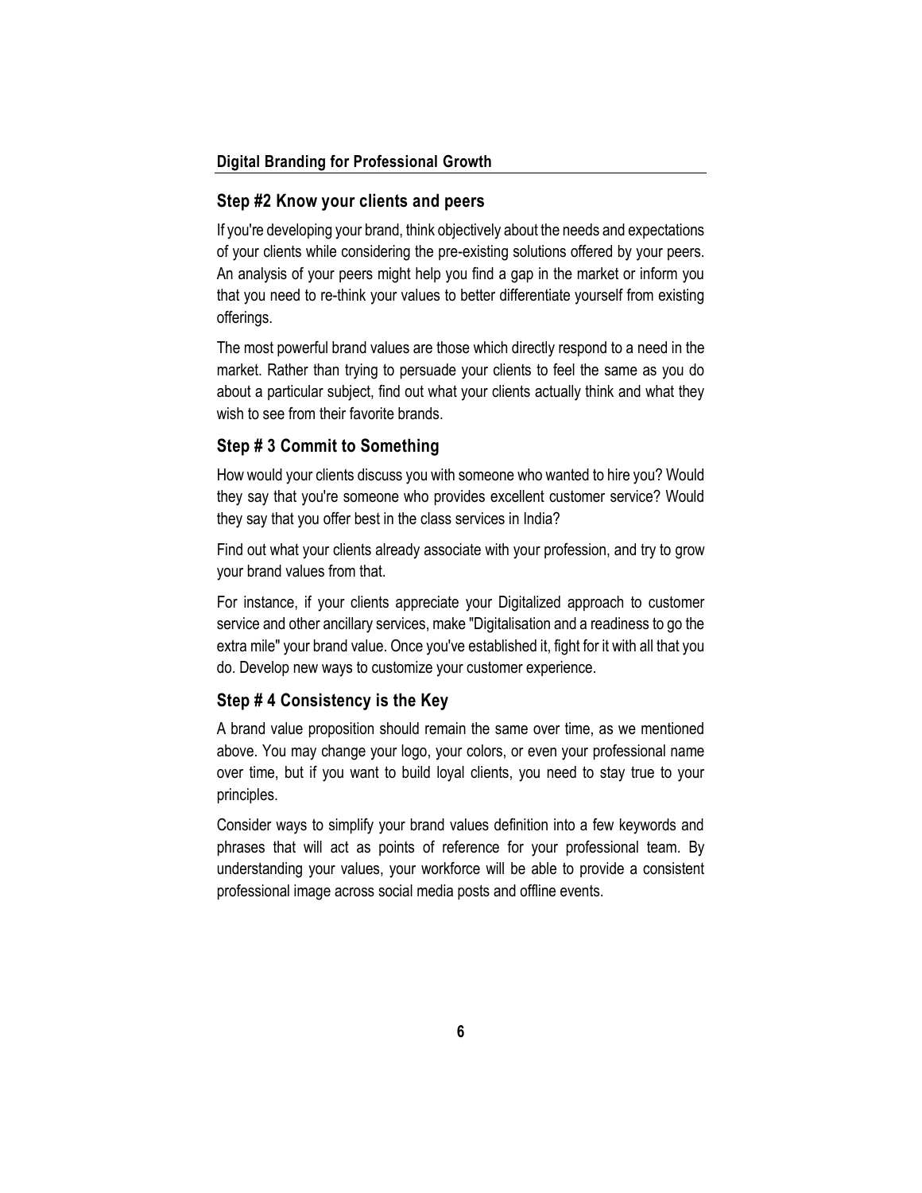## Step #2 Know your clients and peers

If you're developing your brand, think objectively about the needs and expectations of your clients while considering the pre-existing solutions offered by your peers. An analysis of your peers might help you find a gap in the market or inform you that you need to re-think your values to better differentiate yourself from existing offerings.

The most powerful brand values are those which directly respond to a need in the market. Rather than trying to persuade your clients to feel the same as you do about a particular subject, find out what your clients actually think and what they wish to see from their favorite brands.

## Step # 3 Commit to Something

How would your clients discuss you with someone who wanted to hire you? Would they say that you're someone who provides excellent customer service? Would they say that you offer best in the class services in India?

Find out what your clients already associate with your profession, and try to grow your brand values from that.

For instance, if your clients appreciate your Digitalized approach to customer service and other ancillary services, make "Digitalisation and a readiness to go the extra mile" your brand value. Once you've established it, fight for it with all that you do. Develop new ways to customize your customer experience.

## Step # 4 Consistency is the Key

A brand value proposition should remain the same over time, as we mentioned above. You may change your logo, your colors, or even your professional name over time, but if you want to build loyal clients, you need to stay true to your principles.

Consider ways to simplify your brand values definition into a few keywords and phrases that will act as points of reference for your professional team. By understanding your values, your workforce will be able to provide a consistent professional image across social media posts and offline events.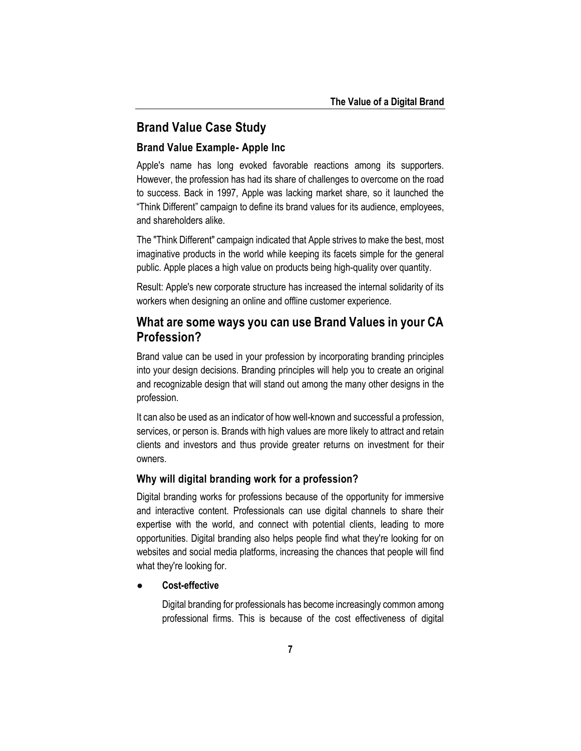## Brand Value Case Study

### Brand Value Example- Apple Inc

Apple's name has long evoked favorable reactions among its supporters. However, the profession has had its share of challenges to overcome on the road to success. Back in 1997, Apple was lacking market share, so it launched the "Think Different" campaign to define its brand values for its audience, employees, and shareholders alike.

The "Think Different" campaign indicated that Apple strives to make the best, most imaginative products in the world while keeping its facets simple for the general public. Apple places a high value on products being high-quality over quantity.

Result: Apple's new corporate structure has increased the internal solidarity of its workers when designing an online and offline customer experience.

## What are some ways you can use Brand Values in your CA Profession?

Brand value can be used in your profession by incorporating branding principles into your design decisions. Branding principles will help you to create an original and recognizable design that will stand out among the many other designs in the profession.

It can also be used as an indicator of how well-known and successful a profession, services, or person is. Brands with high values are more likely to attract and retain clients and investors and thus provide greater returns on investment for their owners.

### Why will digital branding work for a profession?

Digital branding works for professions because of the opportunity for immersive and interactive content. Professionals can use digital channels to share their expertise with the world, and connect with potential clients, leading to more opportunities. Digital branding also helps people find what they're looking for on websites and social media platforms, increasing the chances that people will find what they're looking for.

- **Cost-effective**

  Digital branding for professionals has become increasingly common among professional firms. This is because of the cost effectiveness of digital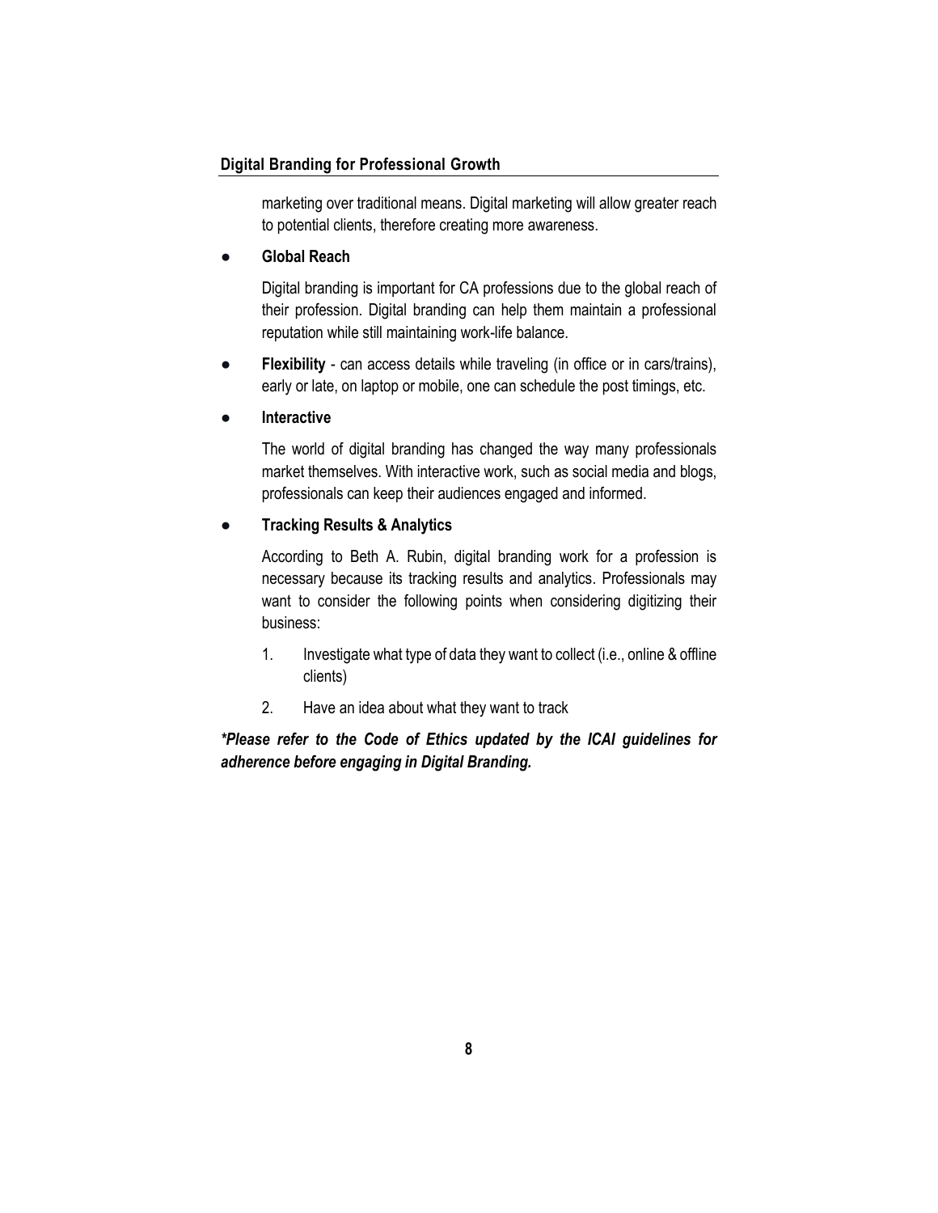marketing over traditional means. Digital marketing will allow greater reach to potential clients, therefore creating more awareness.

- **Global Reach**

  Digital branding is important for CA professions due to the global reach of their profession. Digital branding can help them maintain a professional reputation while still maintaining work-life balance.

- **Flexibility** - can access details while traveling (in office or in cars/trains), early or late, on laptop or mobile, one can schedule the post timings, etc.

- **Interactive**

  The world of digital branding has changed the way many professionals market themselves. With interactive work, such as social media and blogs, professionals can keep their audiences engaged and informed.

- **Tracking Results & Analytics**

  According to Beth A. Rubin, digital branding work for a profession is necessary because its tracking results and analytics. Professionals may want to consider the following points when considering digitizing their business:

  1. Investigate what type of data they want to collect (i.e., online & offline clients)
  2. Have an idea about what they want to track

***Please refer to the Code of Ethics updated by the ICAI guidelines for adherence before engaging in Digital Branding.***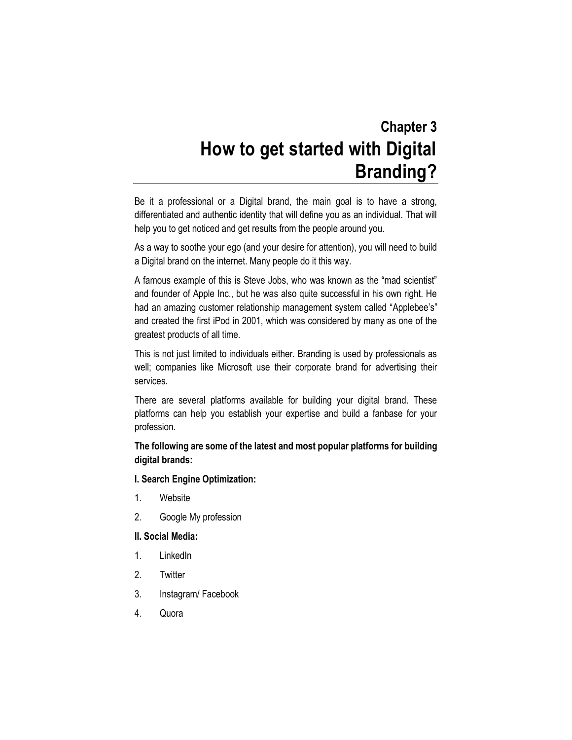# Chapter 3
# How to get started with Digital Branding?

Be it a professional or a Digital brand, the main goal is to have a strong, differentiated and authentic identity that will define you as an individual. That will help you to get noticed and get results from the people around you.

As a way to soothe your ego (and your desire for attention), you will need to build a Digital brand on the internet. Many people do it this way.

A famous example of this is Steve Jobs, who was known as the "mad scientist" and founder of Apple Inc., but he was also quite successful in his own right. He had an amazing customer relationship management system called "Applebee's" and created the first iPod in 2001, which was considered by many as one of the greatest products of all time.

This is not just limited to individuals either. Branding is used by professionals as well; companies like Microsoft use their corporate brand for advertising their services.

There are several platforms available for building your digital brand. These platforms can help you establish your expertise and build a fanbase for your profession.

**The following are some of the latest and most popular platforms for building digital brands:**

**I. Search Engine Optimization:**

1. Website
2. Google My profession

**II. Social Media:**

1. LinkedIn
2. Twitter
3. Instagram/ Facebook
4. Quora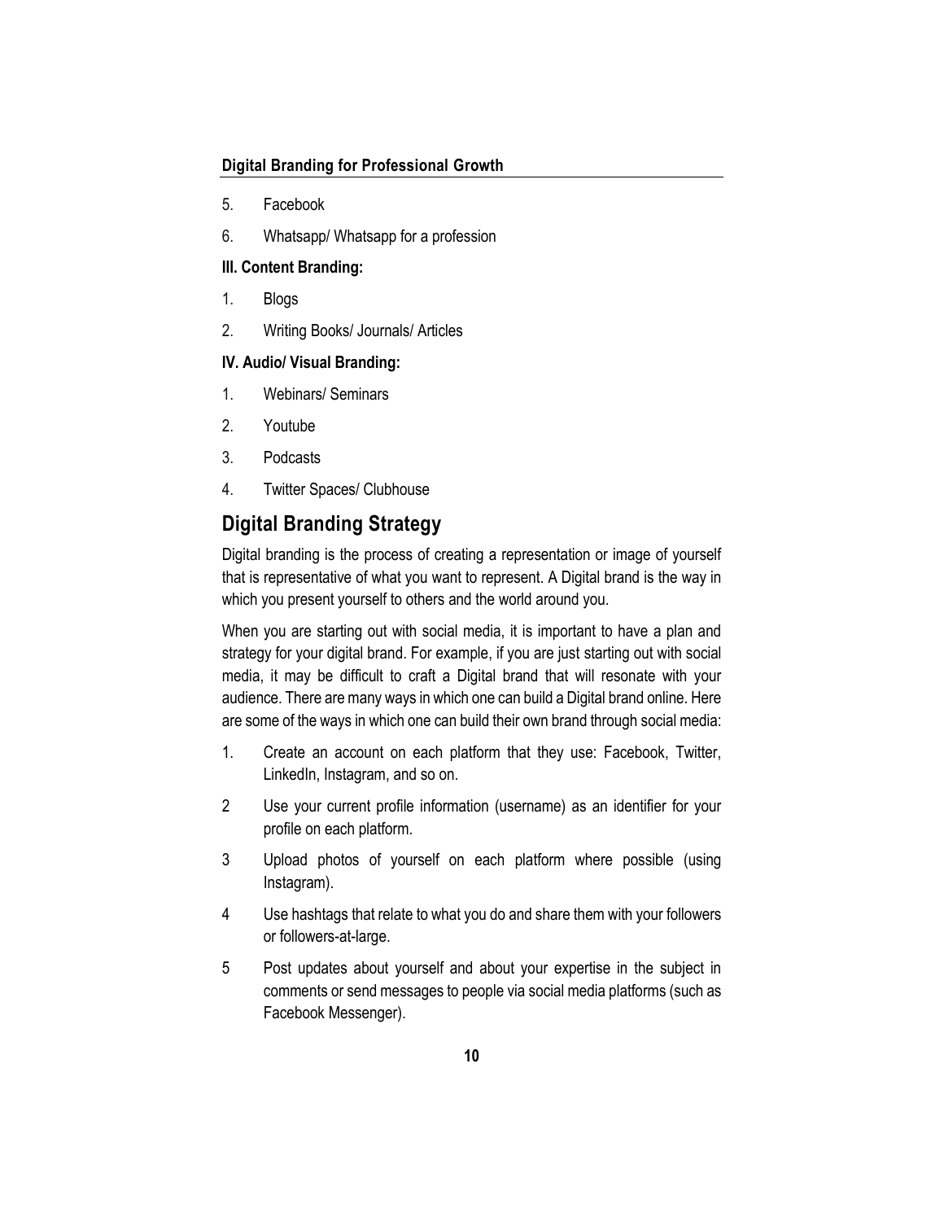5. Facebook
6. Whatsapp/ Whatsapp for a profession

**III. Content Branding:**

1. Blogs
2. Writing Books/ Journals/ Articles

**IV. Audio/ Visual Branding:**

1. Webinars/ Seminars
2. Youtube
3. Podcasts
4. Twitter Spaces/ Clubhouse

## Digital Branding Strategy

Digital branding is the process of creating a representation or image of yourself that is representative of what you want to represent. A Digital brand is the way in which you present yourself to others and the world around you.

When you are starting out with social media, it is important to have a plan and strategy for your digital brand. For example, if you are just starting out with social media, it may be difficult to craft a Digital brand that will resonate with your audience. There are many ways in which one can build a Digital brand online. Here are some of the ways in which one can build their own brand through social media:

1. Create an account on each platform that they use: Facebook, Twitter, LinkedIn, Instagram, and so on.
2. Use your current profile information (username) as an identifier for your profile on each platform.
3. Upload photos of yourself on each platform where possible (using Instagram).
4. Use hashtags that relate to what you do and share them with your followers or followers-at-large.
5. Post updates about yourself and about your expertise in the subject in comments or send messages to people via social media platforms (such as Facebook Messenger).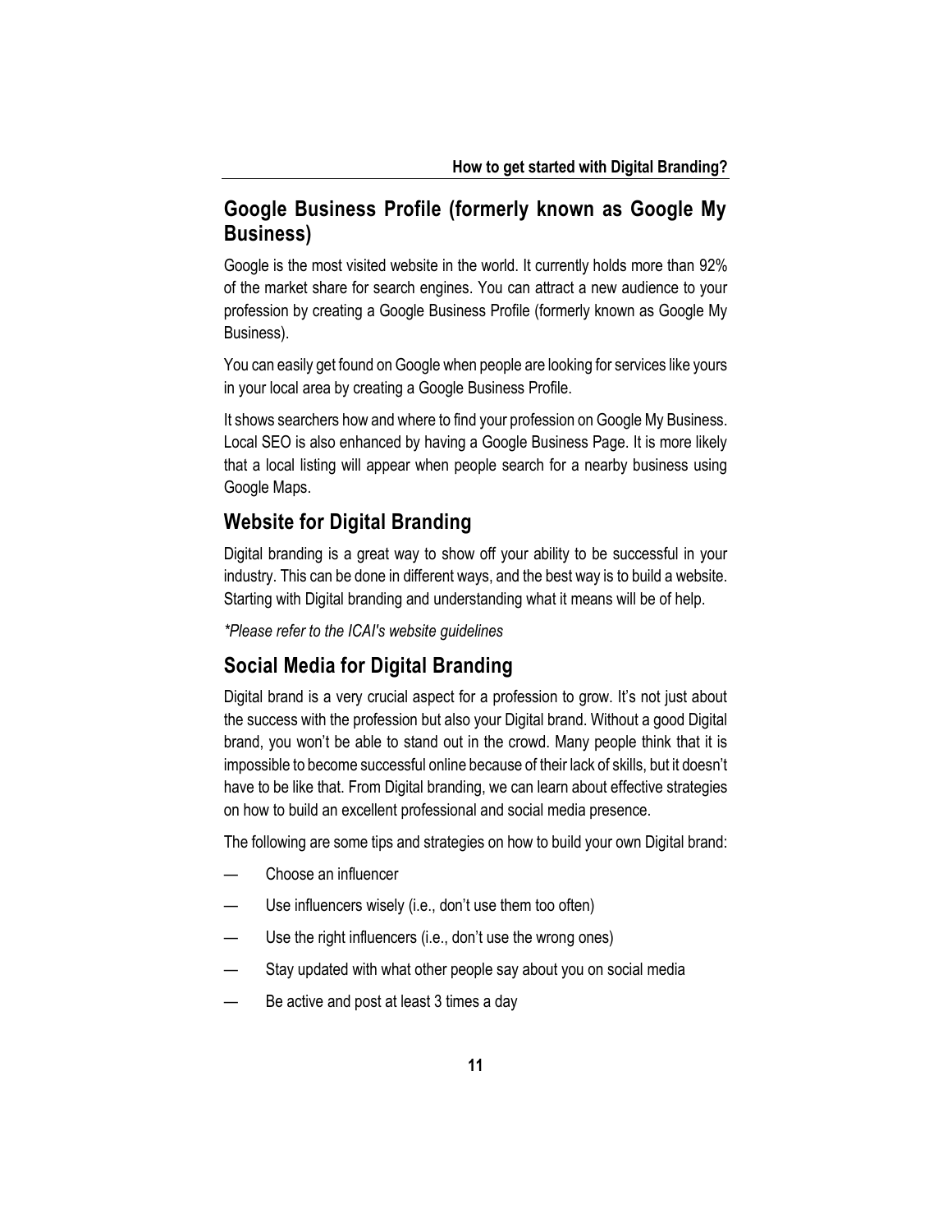## Google Business Profile (formerly known as Google My Business)

Google is the most visited website in the world. It currently holds more than 92% of the market share for search engines. You can attract a new audience to your profession by creating a Google Business Profile (formerly known as Google My Business).

You can easily get found on Google when people are looking for services like yours in your local area by creating a Google Business Profile.

It shows searchers how and where to find your profession on Google My Business. Local SEO is also enhanced by having a Google Business Page. It is more likely that a local listing will appear when people search for a nearby business using Google Maps.

## Website for Digital Branding

Digital branding is a great way to show off your ability to be successful in your industry. This can be done in different ways, and the best way is to build a website. Starting with Digital branding and understanding what it means will be of help.

*\*Please refer to the ICAI's website guidelines*

## Social Media for Digital Branding

Digital brand is a very crucial aspect for a profession to grow. It's not just about the success with the profession but also your Digital brand. Without a good Digital brand, you won't be able to stand out in the crowd. Many people think that it is impossible to become successful online because of their lack of skills, but it doesn't have to be like that. From Digital branding, we can learn about effective strategies on how to build an excellent professional and social media presence.

The following are some tips and strategies on how to build your own Digital brand:

- Choose an influencer
- Use influencers wisely (i.e., don't use them too often)
- Use the right influencers (i.e., don't use the wrong ones)
- Stay updated with what other people say about you on social media
- Be active and post at least 3 times a day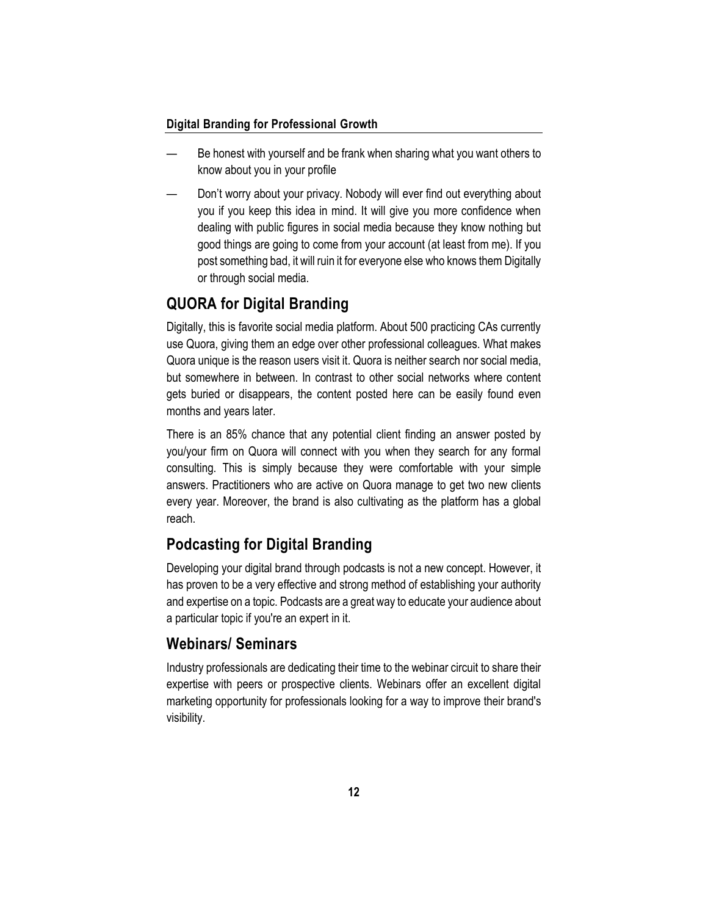— Be honest with yourself and be frank when sharing what you want others to know about you in your profile

— Don't worry about your privacy. Nobody will ever find out everything about you if you keep this idea in mind. It will give you more confidence when dealing with public figures in social media because they know nothing but good things are going to come from your account (at least from me). If you post something bad, it will ruin it for everyone else who knows them Digitally or through social media.

## QUORA for Digital Branding

Digitally, this is favorite social media platform. About 500 practicing CAs currently use Quora, giving them an edge over other professional colleagues. What makes Quora unique is the reason users visit it. Quora is neither search nor social media, but somewhere in between. In contrast to other social networks where content gets buried or disappears, the content posted here can be easily found even months and years later.

There is an 85% chance that any potential client finding an answer posted by you/your firm on Quora will connect with you when they search for any formal consulting. This is simply because they were comfortable with your simple answers. Practitioners who are active on Quora manage to get two new clients every year. Moreover, the brand is also cultivating as the platform has a global reach.

## Podcasting for Digital Branding

Developing your digital brand through podcasts is not a new concept. However, it has proven to be a very effective and strong method of establishing your authority and expertise on a topic. Podcasts are a great way to educate your audience about a particular topic if you're an expert in it.

## Webinars/ Seminars

Industry professionals are dedicating their time to the webinar circuit to share their expertise with peers or prospective clients. Webinars offer an excellent digital marketing opportunity for professionals looking for a way to improve their brand's visibility.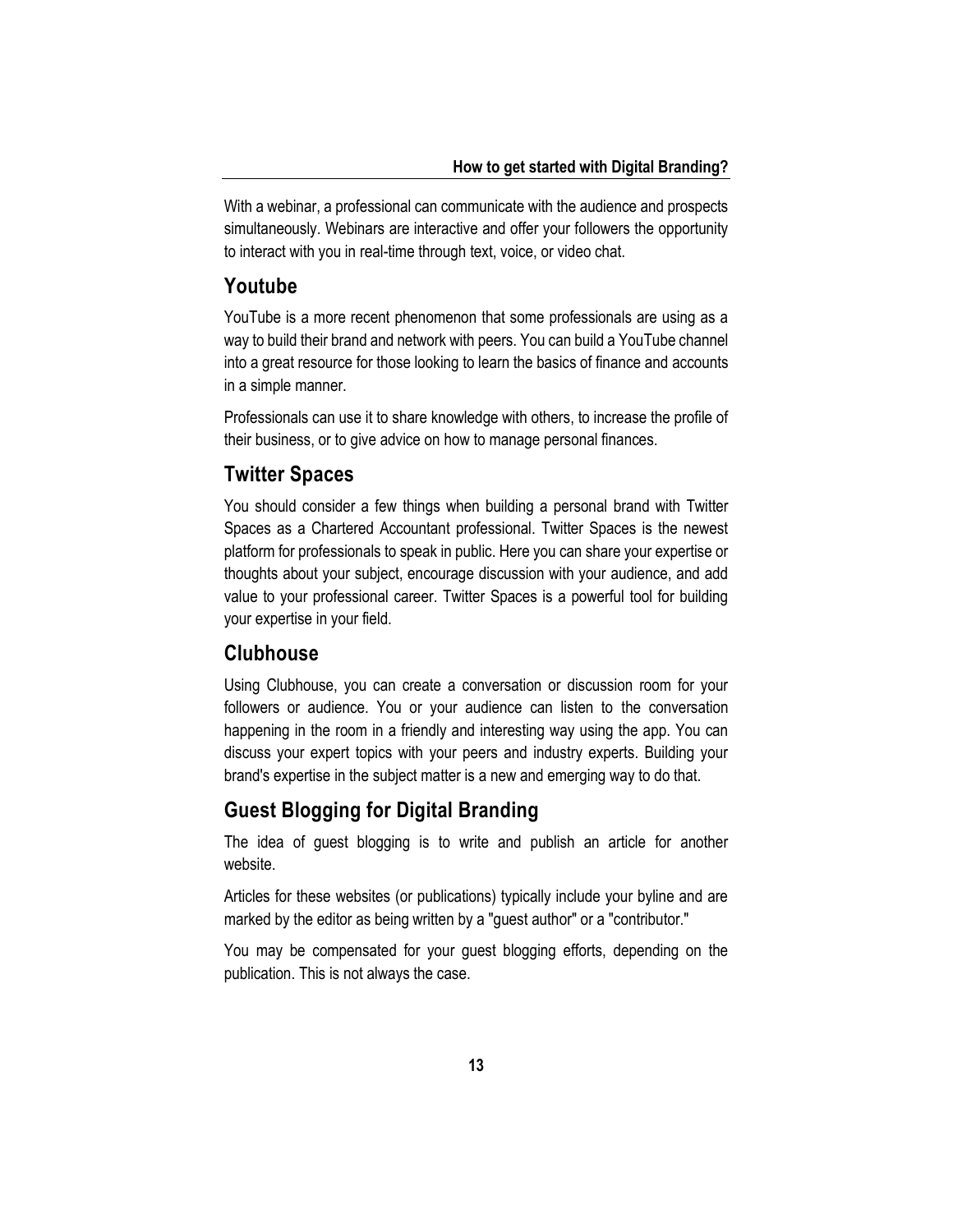With a webinar, a professional can communicate with the audience and prospects simultaneously. Webinars are interactive and offer your followers the opportunity to interact with you in real-time through text, voice, or video chat.

## Youtube

YouTube is a more recent phenomenon that some professionals are using as a way to build their brand and network with peers. You can build a YouTube channel into a great resource for those looking to learn the basics of finance and accounts in a simple manner.

Professionals can use it to share knowledge with others, to increase the profile of their business, or to give advice on how to manage personal finances.

## Twitter Spaces

You should consider a few things when building a personal brand with Twitter Spaces as a Chartered Accountant professional. Twitter Spaces is the newest platform for professionals to speak in public. Here you can share your expertise or thoughts about your subject, encourage discussion with your audience, and add value to your professional career. Twitter Spaces is a powerful tool for building your expertise in your field.

## Clubhouse

Using Clubhouse, you can create a conversation or discussion room for your followers or audience. You or your audience can listen to the conversation happening in the room in a friendly and interesting way using the app. You can discuss your expert topics with your peers and industry experts. Building your brand's expertise in the subject matter is a new and emerging way to do that.

## Guest Blogging for Digital Branding

The idea of guest blogging is to write and publish an article for another website.

Articles for these websites (or publications) typically include your byline and are marked by the editor as being written by a "guest author" or a "contributor."

You may be compensated for your guest blogging efforts, depending on the publication. This is not always the case.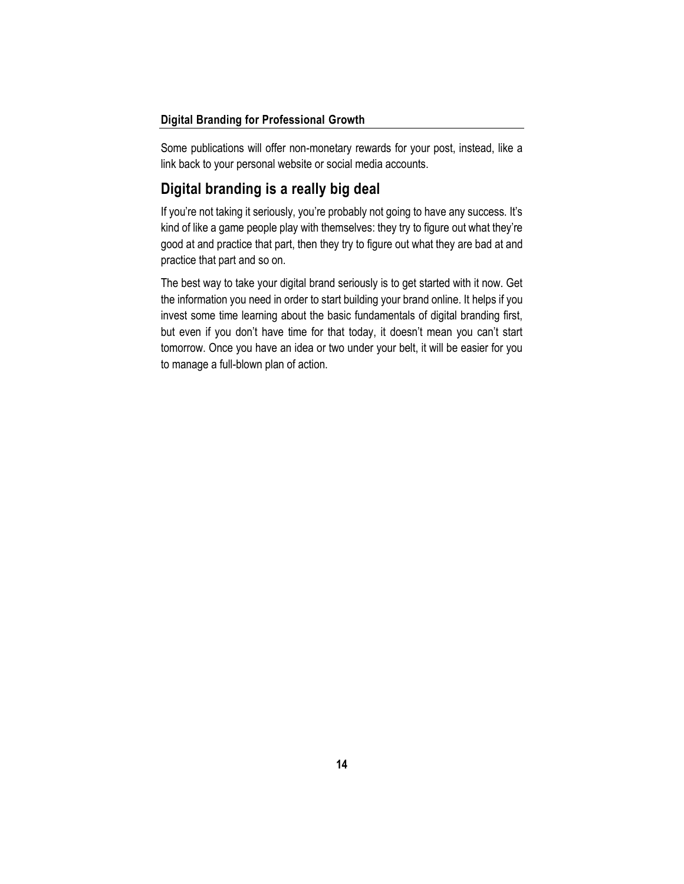Some publications will offer non-monetary rewards for your post, instead, like a link back to your personal website or social media accounts.

## Digital branding is a really big deal

If you're not taking it seriously, you're probably not going to have any success. It's kind of like a game people play with themselves: they try to figure out what they're good at and practice that part, then they try to figure out what they are bad at and practice that part and so on.

The best way to take your digital brand seriously is to get started with it now. Get the information you need in order to start building your brand online. It helps if you invest some time learning about the basic fundamentals of digital branding first, but even if you don't have time for that today, it doesn't mean you can't start tomorrow. Once you have an idea or two under your belt, it will be easier for you to manage a full-blown plan of action.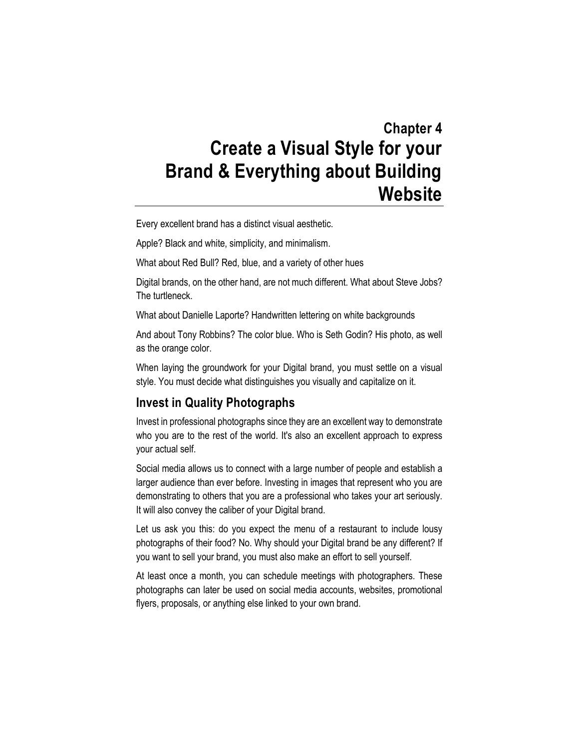# Chapter 4
# Create a Visual Style for your Brand & Everything about Building Website

Every excellent brand has a distinct visual aesthetic.

Apple? Black and white, simplicity, and minimalism.

What about Red Bull? Red, blue, and a variety of other hues

Digital brands, on the other hand, are not much different. What about Steve Jobs? The turtleneck.

What about Danielle Laporte? Handwritten lettering on white backgrounds

And about Tony Robbins? The color blue. Who is Seth Godin? His photo, as well as the orange color.

When laying the groundwork for your Digital brand, you must settle on a visual style. You must decide what distinguishes you visually and capitalize on it.

## Invest in Quality Photographs

Invest in professional photographs since they are an excellent way to demonstrate who you are to the rest of the world. It's also an excellent approach to express your actual self.

Social media allows us to connect with a large number of people and establish a larger audience than ever before. Investing in images that represent who you are demonstrating to others that you are a professional who takes your art seriously. It will also convey the caliber of your Digital brand.

Let us ask you this: do you expect the menu of a restaurant to include lousy photographs of their food? No. Why should your Digital brand be any different? If you want to sell your brand, you must also make an effort to sell yourself.

At least once a month, you can schedule meetings with photographers. These photographs can later be used on social media accounts, websites, promotional flyers, proposals, or anything else linked to your own brand.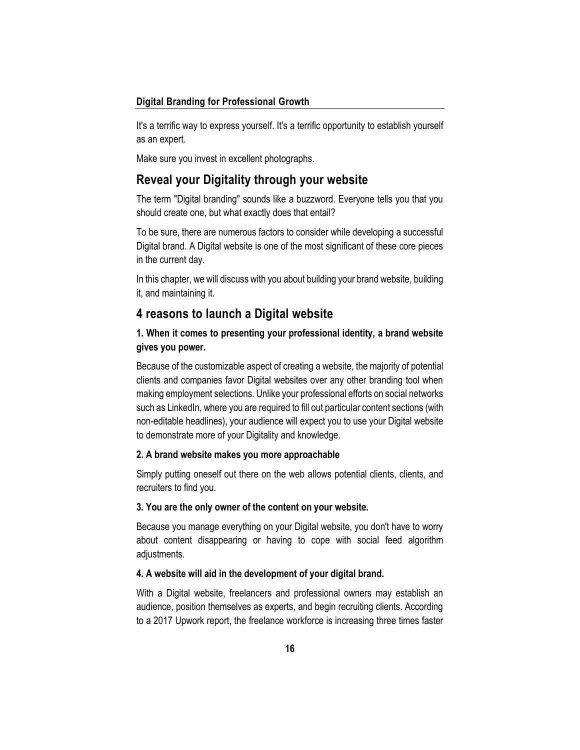It's a terrific way to express yourself. It's a terrific opportunity to establish yourself as an expert.

Make sure you invest in excellent photographs.

## Reveal your Digitality through your website

The term "Digital branding" sounds like a buzzword. Everyone tells you that you should create one, but what exactly does that entail?

To be sure, there are numerous factors to consider while developing a successful Digital brand. A Digital website is one of the most significant of these core pieces in the current day.

In this chapter, we will discuss with you about building your brand website, building it, and maintaining it.

## 4 reasons to launch a Digital website

### 1. When it comes to presenting your professional identity, a brand website gives you power.

Because of the customizable aspect of creating a website, the majority of potential clients and companies favor Digital websites over any other branding tool when making employment selections. Unlike your professional efforts on social networks such as LinkedIn, where you are required to fill out particular content sections (with non-editable headlines), your audience will expect you to use your Digital website to demonstrate more of your Digitality and knowledge.

### 2. A brand website makes you more approachable

Simply putting oneself out there on the web allows potential clients, clients, and recruiters to find you.

### 3. You are the only owner of the content on your website.

Because you manage everything on your Digital website, you don't have to worry about content disappearing or having to cope with social feed algorithm adjustments.

### 4. A website will aid in the development of your digital brand.

With a Digital website, freelancers and professional owners may establish an audience, position themselves as experts, and begin recruiting clients. According to a 2017 Upwork report, the freelance workforce is increasing three times faster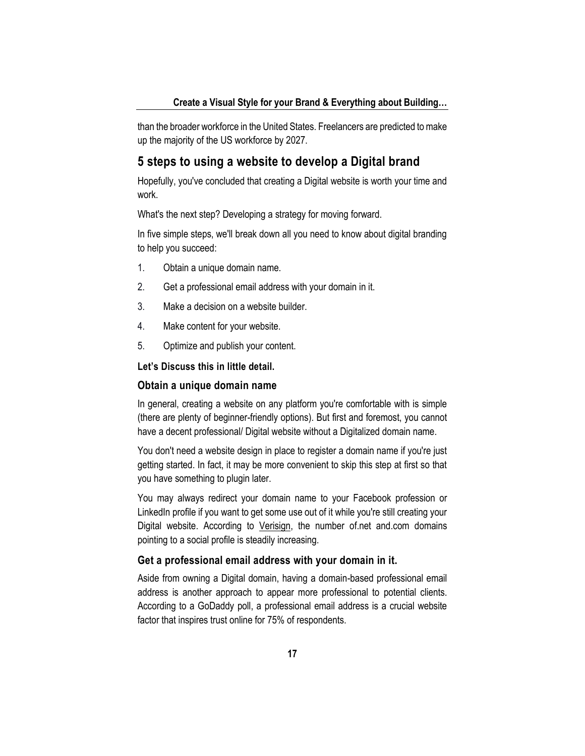than the broader workforce in the United States. Freelancers are predicted to make up the majority of the US workforce by 2027.

## 5 steps to using a website to develop a Digital brand

Hopefully, you've concluded that creating a Digital website is worth your time and work.

What's the next step? Developing a strategy for moving forward.

In five simple steps, we'll break down all you need to know about digital branding to help you succeed:

1. Obtain a unique domain name.
2. Get a professional email address with your domain in it.
3. Make a decision on a website builder.
4. Make content for your website.
5. Optimize and publish your content.

**Let's Discuss this in little detail.**

### Obtain a unique domain name

In general, creating a website on any platform you're comfortable with is simple (there are plenty of beginner-friendly options). But first and foremost, you cannot have a decent professional/ Digital website without a Digitalized domain name.

You don't need a website design in place to register a domain name if you're just getting started. In fact, it may be more convenient to skip this step at first so that you have something to plugin later.

You may always redirect your domain name to your Facebook profession or LinkedIn profile if you want to get some use out of it while you're still creating your Digital website. According to Verisign, the number of.net and.com domains pointing to a social profile is steadily increasing.

### Get a professional email address with your domain in it.

Aside from owning a Digital domain, having a domain-based professional email address is another approach to appear more professional to potential clients. According to a GoDaddy poll, a professional email address is a crucial website factor that inspires trust online for 75% of respondents.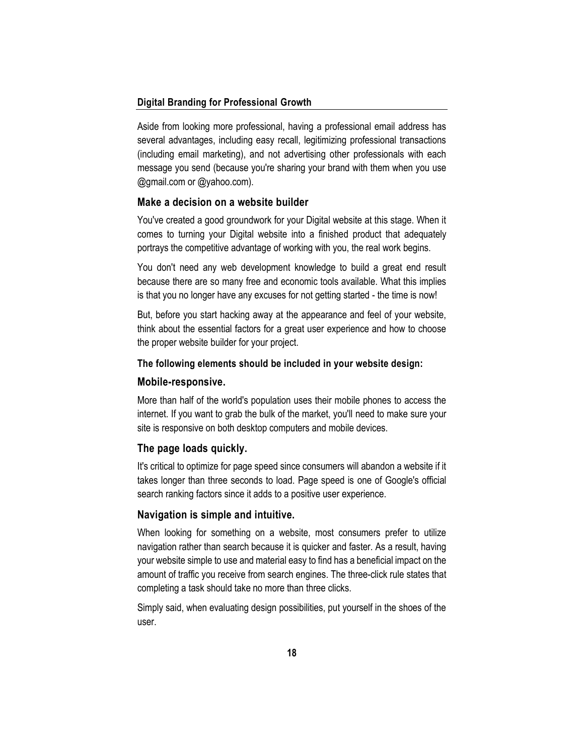Aside from looking more professional, having a professional email address has several advantages, including easy recall, legitimizing professional transactions (including email marketing), and not advertising other professionals with each message you send (because you're sharing your brand with them when you use @gmail.com or @yahoo.com).

## Make a decision on a website builder

You've created a good groundwork for your Digital website at this stage. When it comes to turning your Digital website into a finished product that adequately portrays the competitive advantage of working with you, the real work begins.

You don't need any web development knowledge to build a great end result because there are so many free and economic tools available. What this implies is that you no longer have any excuses for not getting started - the time is now!

But, before you start hacking away at the appearance and feel of your website, think about the essential factors for a great user experience and how to choose the proper website builder for your project.

**The following elements should be included in your website design:**

### Mobile-responsive.

More than half of the world's population uses their mobile phones to access the internet. If you want to grab the bulk of the market, you'll need to make sure your site is responsive on both desktop computers and mobile devices.

### The page loads quickly.

It's critical to optimize for page speed since consumers will abandon a website if it takes longer than three seconds to load. Page speed is one of Google's official search ranking factors since it adds to a positive user experience.

### Navigation is simple and intuitive.

When looking for something on a website, most consumers prefer to utilize navigation rather than search because it is quicker and faster. As a result, having your website simple to use and material easy to find has a beneficial impact on the amount of traffic you receive from search engines. The three-click rule states that completing a task should take no more than three clicks.

Simply said, when evaluating design possibilities, put yourself in the shoes of the user.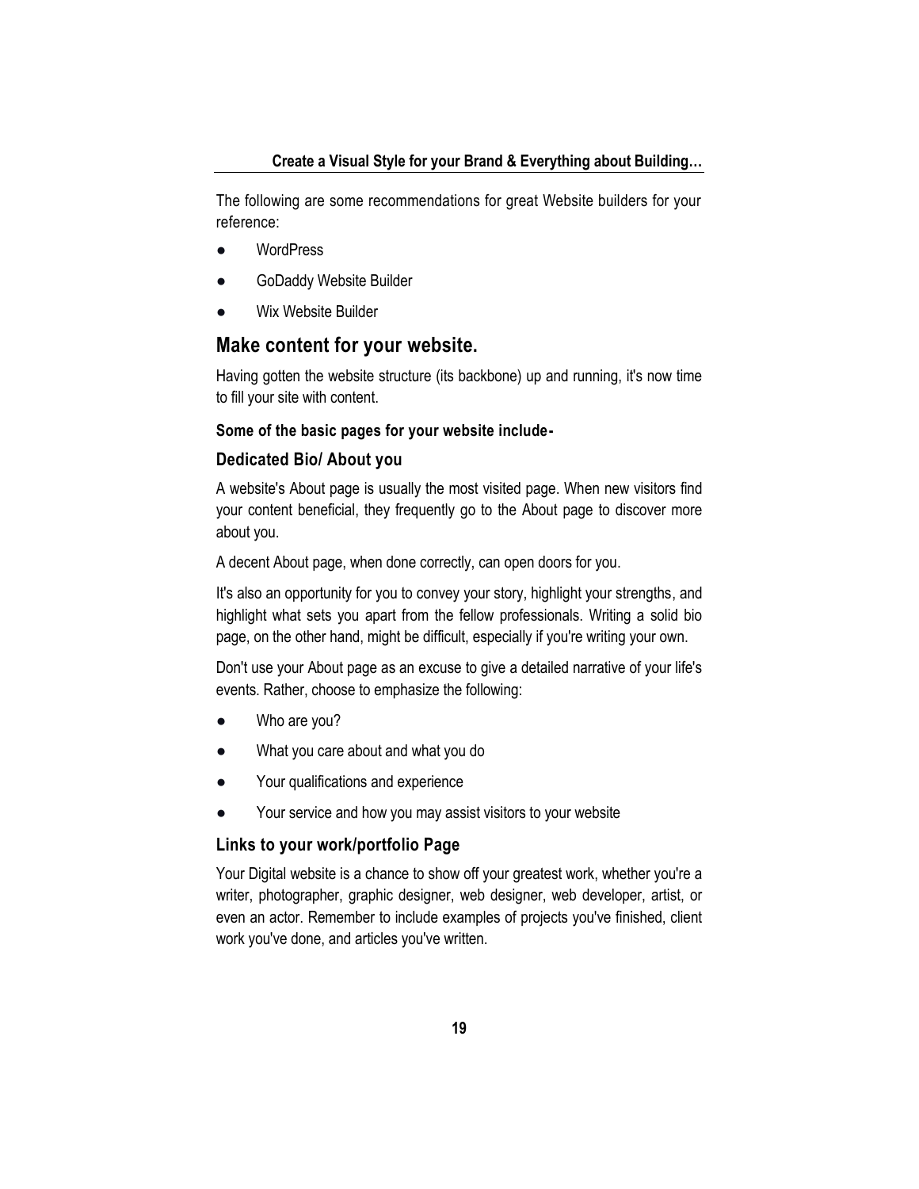The following are some recommendations for great Website builders for your reference:

- WordPress
- GoDaddy Website Builder
- Wix Website Builder

## Make content for your website.

Having gotten the website structure (its backbone) up and running, it's now time to fill your site with content.

**Some of the basic pages for your website include-**

### Dedicated Bio/ About you

A website's About page is usually the most visited page. When new visitors find your content beneficial, they frequently go to the About page to discover more about you.

A decent About page, when done correctly, can open doors for you.

It's also an opportunity for you to convey your story, highlight your strengths, and highlight what sets you apart from the fellow professionals. Writing a solid bio page, on the other hand, might be difficult, especially if you're writing your own.

Don't use your About page as an excuse to give a detailed narrative of your life's events. Rather, choose to emphasize the following:

- Who are you?
- What you care about and what you do
- Your qualifications and experience
- Your service and how you may assist visitors to your website

### Links to your work/portfolio Page

Your Digital website is a chance to show off your greatest work, whether you're a writer, photographer, graphic designer, web designer, web developer, artist, or even an actor. Remember to include examples of projects you've finished, client work you've done, and articles you've written.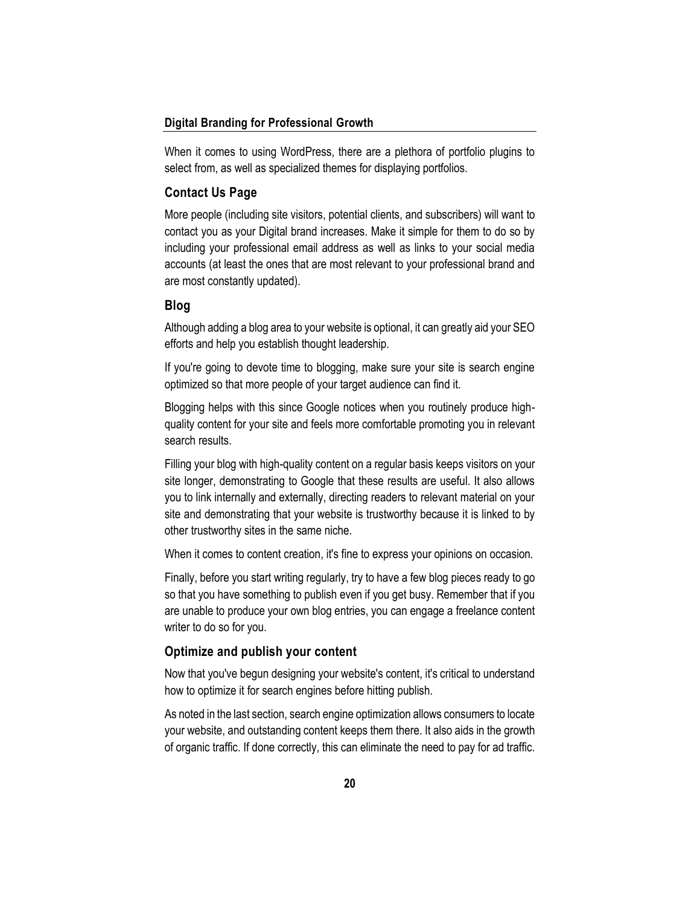When it comes to using WordPress, there are a plethora of portfolio plugins to select from, as well as specialized themes for displaying portfolios.

### Contact Us Page

More people (including site visitors, potential clients, and subscribers) will want to contact you as your Digital brand increases. Make it simple for them to do so by including your professional email address as well as links to your social media accounts (at least the ones that are most relevant to your professional brand and are most constantly updated).

### Blog

Although adding a blog area to your website is optional, it can greatly aid your SEO efforts and help you establish thought leadership.

If you're going to devote time to blogging, make sure your site is search engine optimized so that more people of your target audience can find it.

Blogging helps with this since Google notices when you routinely produce high-quality content for your site and feels more comfortable promoting you in relevant search results.

Filling your blog with high-quality content on a regular basis keeps visitors on your site longer, demonstrating to Google that these results are useful. It also allows you to link internally and externally, directing readers to relevant material on your site and demonstrating that your website is trustworthy because it is linked to by other trustworthy sites in the same niche.

When it comes to content creation, it's fine to express your opinions on occasion.

Finally, before you start writing regularly, try to have a few blog pieces ready to go so that you have something to publish even if you get busy. Remember that if you are unable to produce your own blog entries, you can engage a freelance content writer to do so for you.

### Optimize and publish your content

Now that you've begun designing your website's content, it's critical to understand how to optimize it for search engines before hitting publish.

As noted in the last section, search engine optimization allows consumers to locate your website, and outstanding content keeps them there. It also aids in the growth of organic traffic. If done correctly, this can eliminate the need to pay for ad traffic.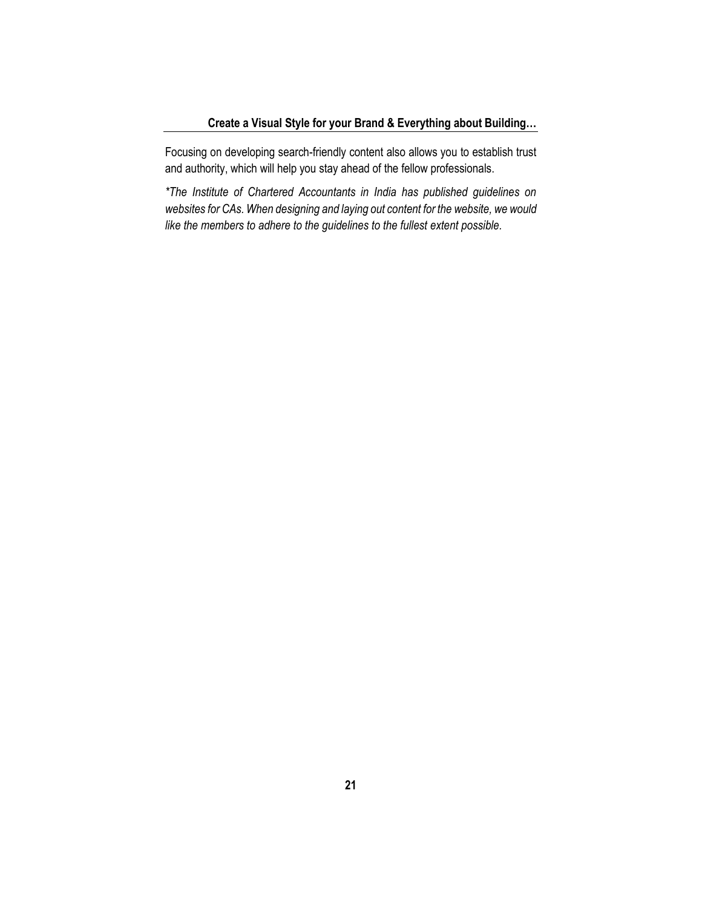Focusing on developing search-friendly content also allows you to establish trust and authority, which will help you stay ahead of the fellow professionals.

*\*The Institute of Chartered Accountants in India has published guidelines on websites for CAs. When designing and laying out content for the website, we would like the members to adhere to the guidelines to the fullest extent possible.*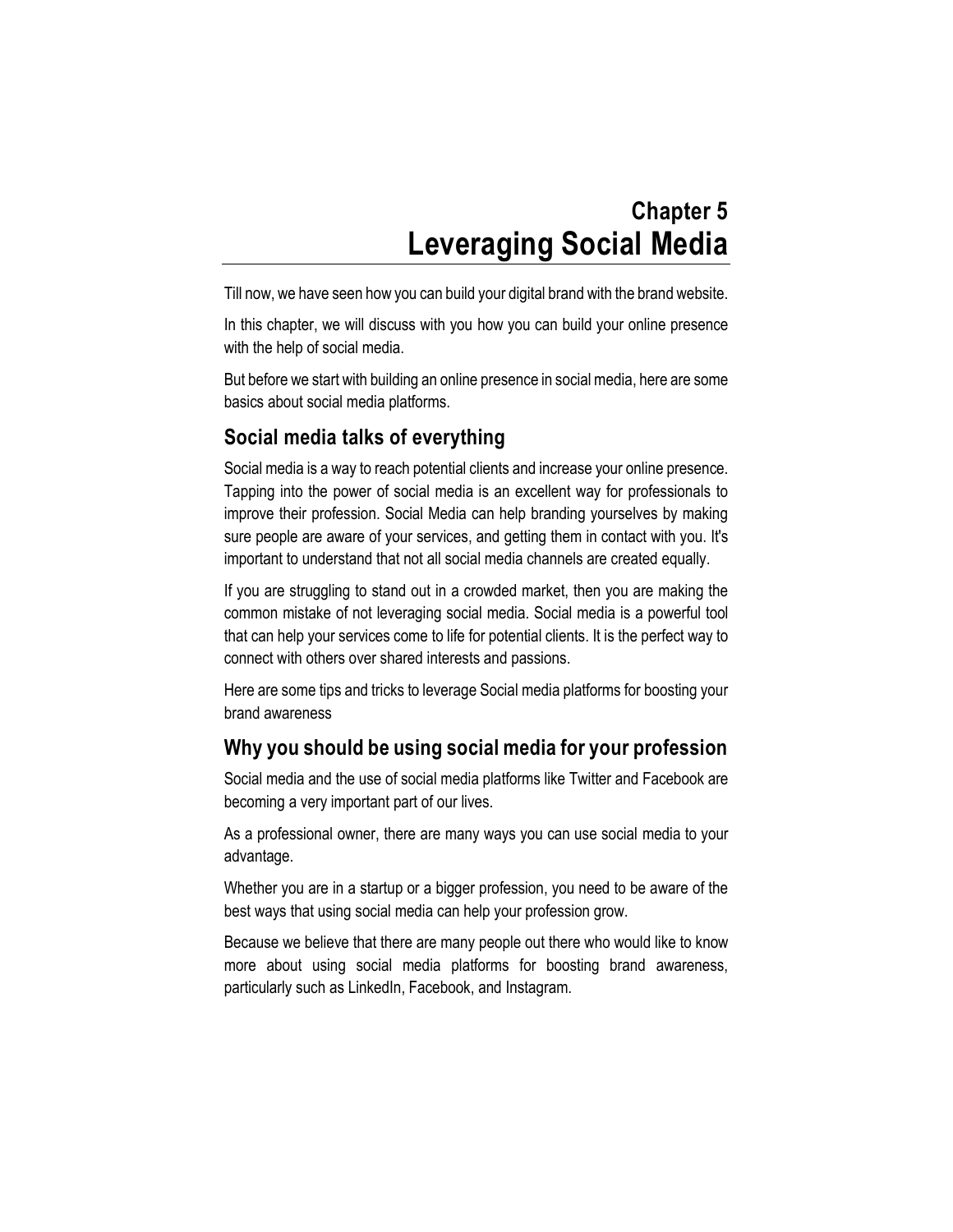# Chapter 5
# Leveraging Social Media

Till now, we have seen how you can build your digital brand with the brand website.

In this chapter, we will discuss with you how you can build your online presence with the help of social media.

But before we start with building an online presence in social media, here are some basics about social media platforms.

## Social media talks of everything

Social media is a way to reach potential clients and increase your online presence. Tapping into the power of social media is an excellent way for professionals to improve their profession. Social Media can help branding yourselves by making sure people are aware of your services, and getting them in contact with you. It's important to understand that not all social media channels are created equally.

If you are struggling to stand out in a crowded market, then you are making the common mistake of not leveraging social media. Social media is a powerful tool that can help your services come to life for potential clients. It is the perfect way to connect with others over shared interests and passions.

Here are some tips and tricks to leverage Social media platforms for boosting your brand awareness

## Why you should be using social media for your profession

Social media and the use of social media platforms like Twitter and Facebook are becoming a very important part of our lives.

As a professional owner, there are many ways you can use social media to your advantage.

Whether you are in a startup or a bigger profession, you need to be aware of the best ways that using social media can help your profession grow.

Because we believe that there are many people out there who would like to know more about using social media platforms for boosting brand awareness, particularly such as LinkedIn, Facebook, and Instagram.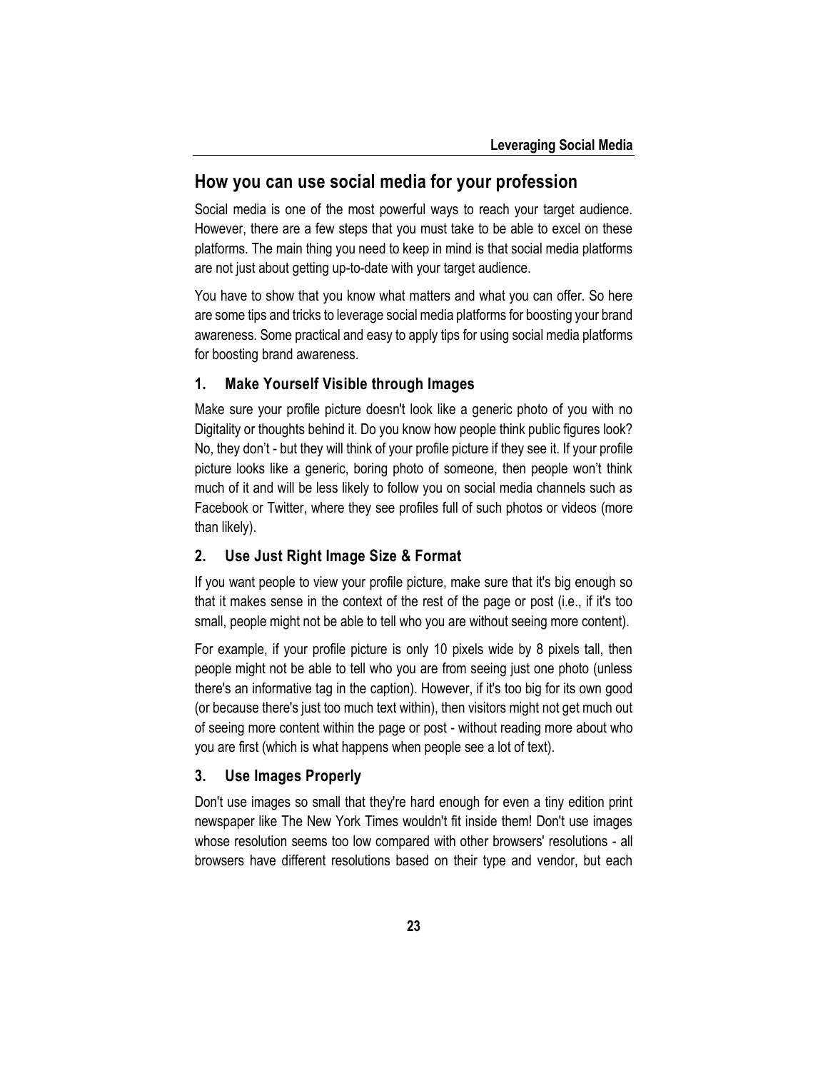## How you can use social media for your profession

Social media is one of the most powerful ways to reach your target audience. However, there are a few steps that you must take to be able to excel on these platforms. The main thing you need to keep in mind is that social media platforms are not just about getting up-to-date with your target audience.

You have to show that you know what matters and what you can offer. So here are some tips and tricks to leverage social media platforms for boosting your brand awareness. Some practical and easy to apply tips for using social media platforms for boosting brand awareness.

### 1. Make Yourself Visible through Images

Make sure your profile picture doesn't look like a generic photo of you with no Digitality or thoughts behind it. Do you know how people think public figures look? No, they don't - but they will think of your profile picture if they see it. If your profile picture looks like a generic, boring photo of someone, then people won't think much of it and will be less likely to follow you on social media channels such as Facebook or Twitter, where they see profiles full of such photos or videos (more than likely).

### 2. Use Just Right Image Size & Format

If you want people to view your profile picture, make sure that it's big enough so that it makes sense in the context of the rest of the page or post (i.e., if it's too small, people might not be able to tell who you are without seeing more content).

For example, if your profile picture is only 10 pixels wide by 8 pixels tall, then people might not be able to tell who you are from seeing just one photo (unless there's an informative tag in the caption). However, if it's too big for its own good (or because there's just too much text within), then visitors might not get much out of seeing more content within the page or post - without reading more about who you are first (which is what happens when people see a lot of text).

### 3. Use Images Properly

Don't use images so small that they're hard enough for even a tiny edition print newspaper like The New York Times wouldn't fit inside them! Don't use images whose resolution seems too low compared with other browsers' resolutions - all browsers have different resolutions based on their type and vendor, but each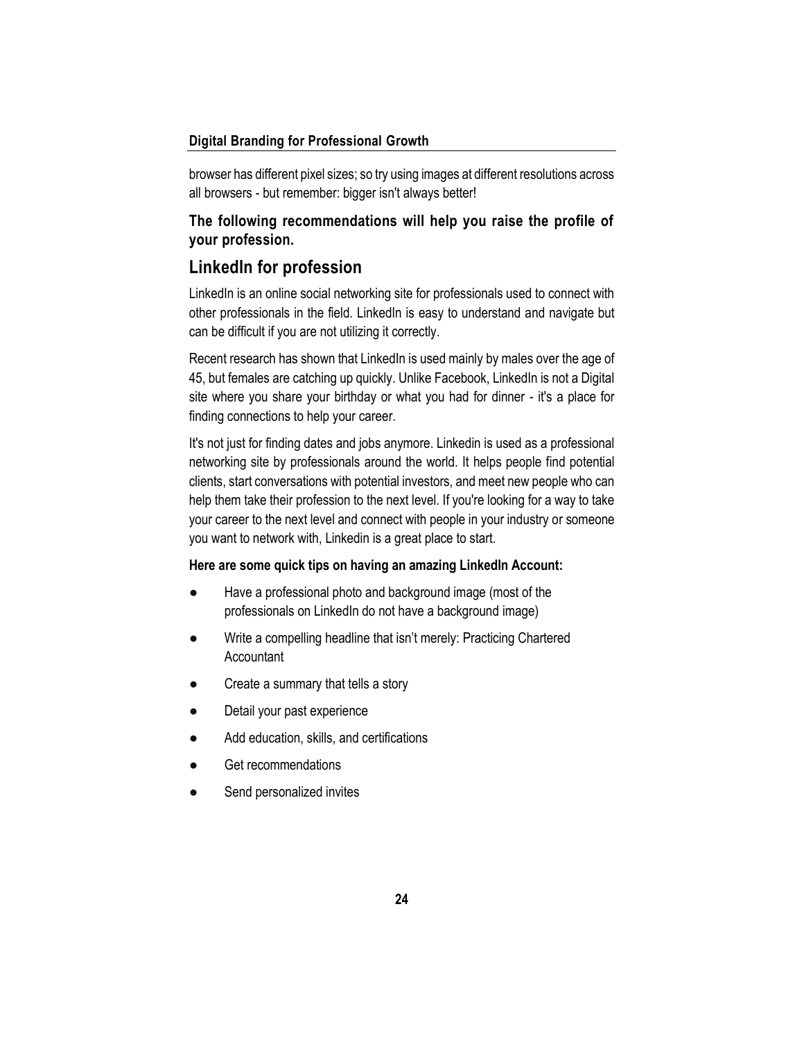browser has different pixel sizes; so try using images at different resolutions across all browsers - but remember: bigger isn't always better!

**The following recommendations will help you raise the profile of your profession.**

## LinkedIn for profession

LinkedIn is an online social networking site for professionals used to connect with other professionals in the field. LinkedIn is easy to understand and navigate but can be difficult if you are not utilizing it correctly.

Recent research has shown that LinkedIn is used mainly by males over the age of 45, but females are catching up quickly. Unlike Facebook, LinkedIn is not a Digital site where you share your birthday or what you had for dinner - it's a place for finding connections to help your career.

It's not just for finding dates and jobs anymore. Linkedin is used as a professional networking site by professionals around the world. It helps people find potential clients, start conversations with potential investors, and meet new people who can help them take their profession to the next level. If you're looking for a way to take your career to the next level and connect with people in your industry or someone you want to network with, Linkedin is a great place to start.

**Here are some quick tips on having an amazing LinkedIn Account:**

- Have a professional photo and background image (most of the professionals on LinkedIn do not have a background image)
- Write a compelling headline that isn't merely: Practicing Chartered Accountant
- Create a summary that tells a story
- Detail your past experience
- Add education, skills, and certifications
- Get recommendations
- Send personalized invites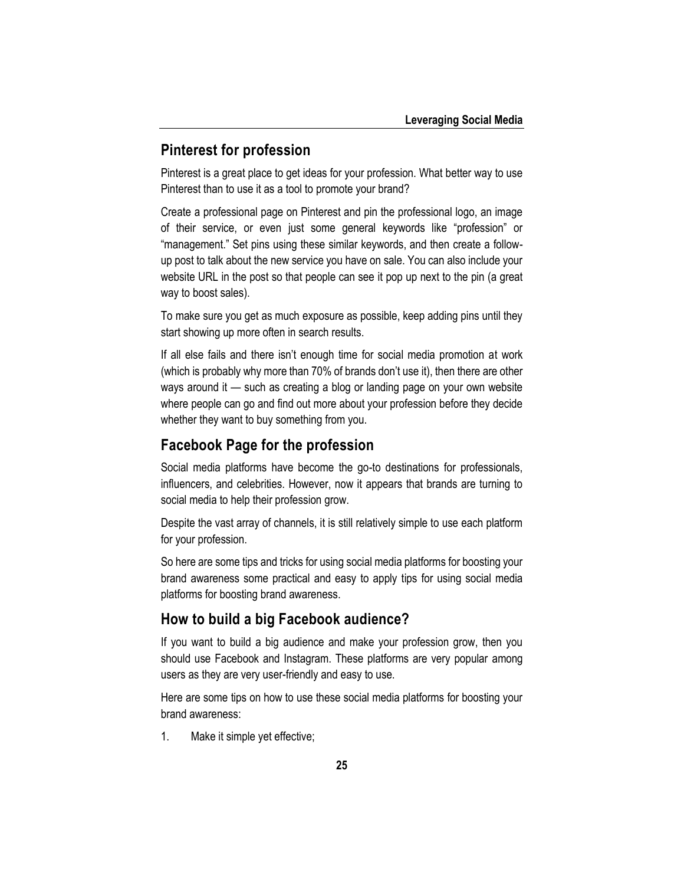## Pinterest for profession

Pinterest is a great place to get ideas for your profession. What better way to use Pinterest than to use it as a tool to promote your brand?

Create a professional page on Pinterest and pin the professional logo, an image of their service, or even just some general keywords like “profession” or “management.” Set pins using these similar keywords, and then create a follow-up post to talk about the new service you have on sale. You can also include your website URL in the post so that people can see it pop up next to the pin (a great way to boost sales).

To make sure you get as much exposure as possible, keep adding pins until they start showing up more often in search results.

If all else fails and there isn’t enough time for social media promotion at work (which is probably why more than 70% of brands don’t use it), then there are other ways around it — such as creating a blog or landing page on your own website where people can go and find out more about your profession before they decide whether they want to buy something from you.

## Facebook Page for the profession

Social media platforms have become the go-to destinations for professionals, influencers, and celebrities. However, now it appears that brands are turning to social media to help their profession grow.

Despite the vast array of channels, it is still relatively simple to use each platform for your profession.

So here are some tips and tricks for using social media platforms for boosting your brand awareness some practical and easy to apply tips for using social media platforms for boosting brand awareness.

## How to build a big Facebook audience?

If you want to build a big audience and make your profession grow, then you should use Facebook and Instagram. These platforms are very popular among users as they are very user-friendly and easy to use.

Here are some tips on how to use these social media platforms for boosting your brand awareness:

1. Make it simple yet effective;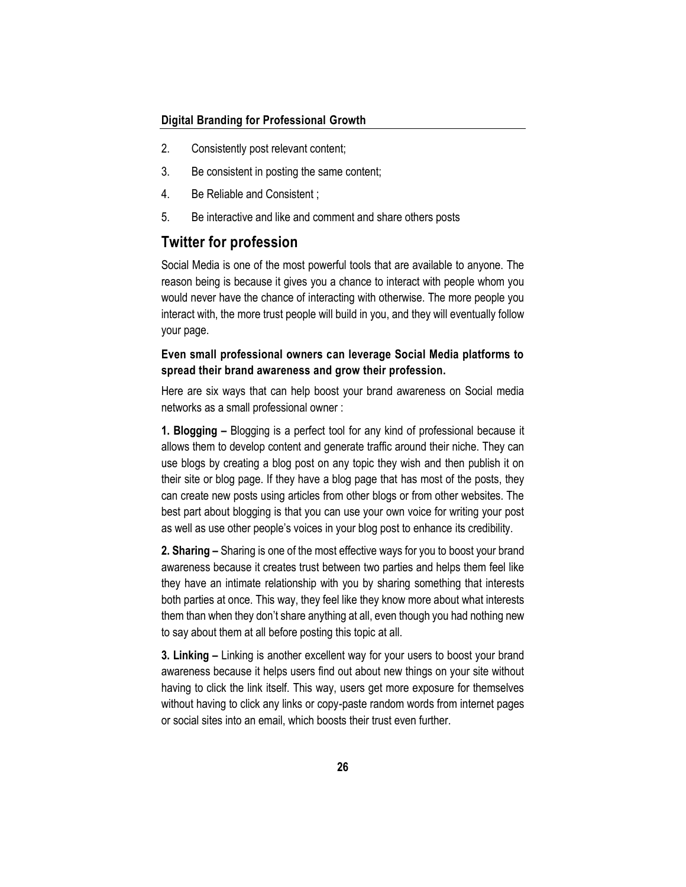2. Consistently post relevant content;
3. Be consistent in posting the same content;
4. Be Reliable and Consistent ;
5. Be interactive and like and comment and share others posts

## Twitter for profession

Social Media is one of the most powerful tools that are available to anyone. The reason being is because it gives you a chance to interact with people whom you would never have the chance of interacting with otherwise. The more people you interact with, the more trust people will build in you, and they will eventually follow your page.

**Even small professional owners can leverage Social Media platforms to spread their brand awareness and grow their profession.**

Here are six ways that can help boost your brand awareness on Social media networks as a small professional owner :

**1. Blogging –** Blogging is a perfect tool for any kind of professional because it allows them to develop content and generate traffic around their niche. They can use blogs by creating a blog post on any topic they wish and then publish it on their site or blog page. If they have a blog page that has most of the posts, they can create new posts using articles from other blogs or from other websites. The best part about blogging is that you can use your own voice for writing your post as well as use other people's voices in your blog post to enhance its credibility.

**2. Sharing –** Sharing is one of the most effective ways for you to boost your brand awareness because it creates trust between two parties and helps them feel like they have an intimate relationship with you by sharing something that interests both parties at once. This way, they feel like they know more about what interests them than when they don't share anything at all, even though you had nothing new to say about them at all before posting this topic at all.

**3. Linking –** Linking is another excellent way for your users to boost your brand awareness because it helps users find out about new things on your site without having to click the link itself. This way, users get more exposure for themselves without having to click any links or copy-paste random words from internet pages or social sites into an email, which boosts their trust even further.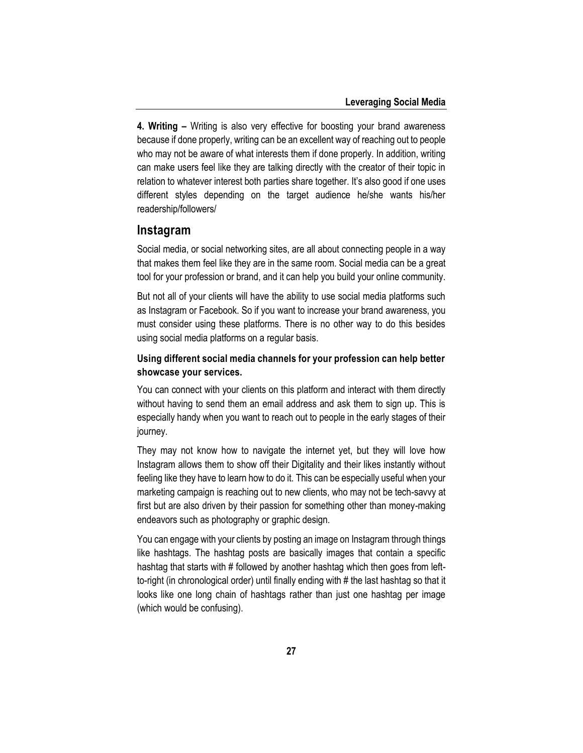**4. Writing –** Writing is also very effective for boosting your brand awareness because if done properly, writing can be an excellent way of reaching out to people who may not be aware of what interests them if done properly. In addition, writing can make users feel like they are talking directly with the creator of their topic in relation to whatever interest both parties share together. It's also good if one uses different styles depending on the target audience he/she wants his/her readership/followers/

## Instagram

Social media, or social networking sites, are all about connecting people in a way that makes them feel like they are in the same room. Social media can be a great tool for your profession or brand, and it can help you build your online community.

But not all of your clients will have the ability to use social media platforms such as Instagram or Facebook. So if you want to increase your brand awareness, you must consider using these platforms. There is no other way to do this besides using social media platforms on a regular basis.

### Using different social media channels for your profession can help better showcase your services.

You can connect with your clients on this platform and interact with them directly without having to send them an email address and ask them to sign up. This is especially handy when you want to reach out to people in the early stages of their journey.

They may not know how to navigate the internet yet, but they will love how Instagram allows them to show off their Digitality and their likes instantly without feeling like they have to learn how to do it. This can be especially useful when your marketing campaign is reaching out to new clients, who may not be tech-savvy at first but are also driven by their passion for something other than money-making endeavors such as photography or graphic design.

You can engage with your clients by posting an image on Instagram through things like hashtags. The hashtag posts are basically images that contain a specific hashtag that starts with # followed by another hashtag which then goes from left-to-right (in chronological order) until finally ending with # the last hashtag so that it looks like one long chain of hashtags rather than just one hashtag per image (which would be confusing).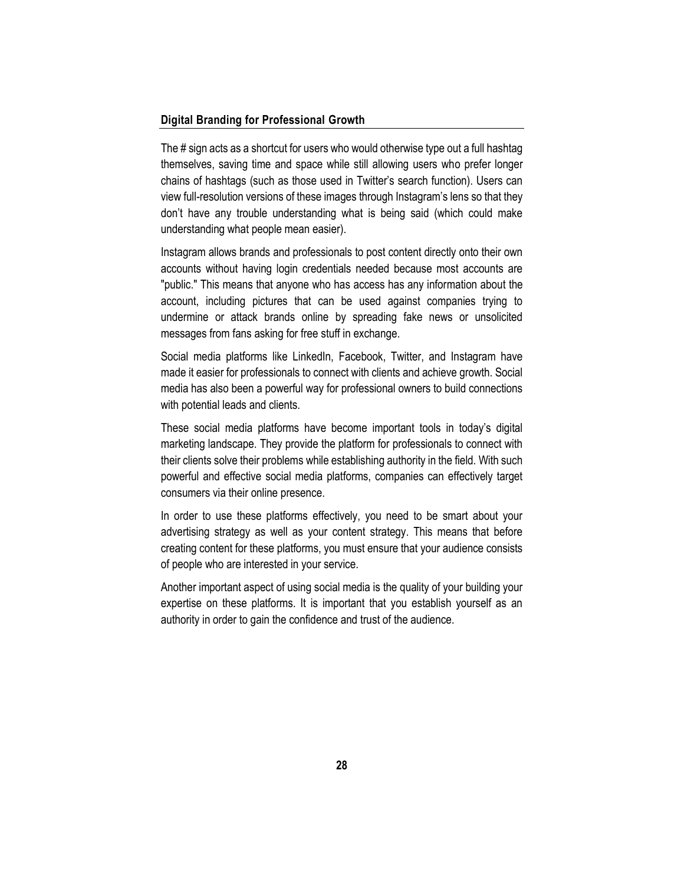The # sign acts as a shortcut for users who would otherwise type out a full hashtag themselves, saving time and space while still allowing users who prefer longer chains of hashtags (such as those used in Twitter's search function). Users can view full-resolution versions of these images through Instagram's lens so that they don't have any trouble understanding what is being said (which could make understanding what people mean easier).

Instagram allows brands and professionals to post content directly onto their own accounts without having login credentials needed because most accounts are "public." This means that anyone who has access has any information about the account, including pictures that can be used against companies trying to undermine or attack brands online by spreading fake news or unsolicited messages from fans asking for free stuff in exchange.

Social media platforms like LinkedIn, Facebook, Twitter, and Instagram have made it easier for professionals to connect with clients and achieve growth. Social media has also been a powerful way for professional owners to build connections with potential leads and clients.

These social media platforms have become important tools in today's digital marketing landscape. They provide the platform for professionals to connect with their clients solve their problems while establishing authority in the field. With such powerful and effective social media platforms, companies can effectively target consumers via their online presence.

In order to use these platforms effectively, you need to be smart about your advertising strategy as well as your content strategy. This means that before creating content for these platforms, you must ensure that your audience consists of people who are interested in your service.

Another important aspect of using social media is the quality of your building your expertise on these platforms. It is important that you establish yourself as an authority in order to gain the confidence and trust of the audience.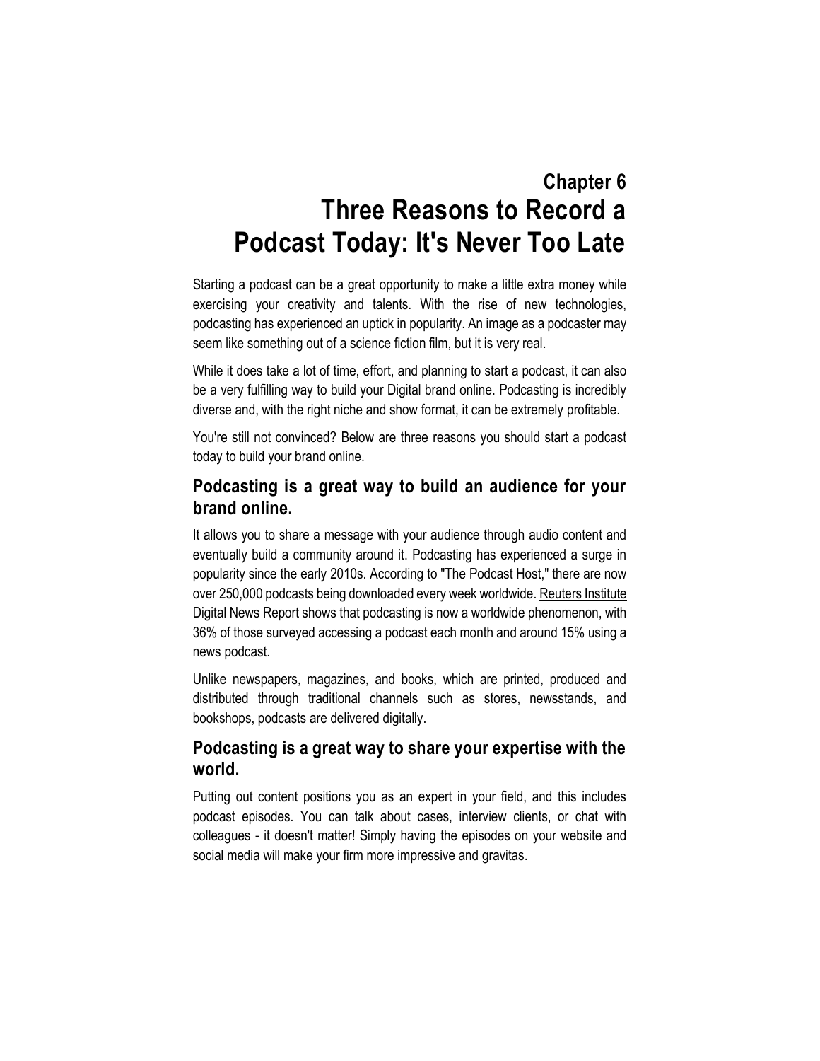# Chapter 6
# Three Reasons to Record a Podcast Today: It's Never Too Late

Starting a podcast can be a great opportunity to make a little extra money while exercising your creativity and talents. With the rise of new technologies, podcasting has experienced an uptick in popularity. An image as a podcaster may seem like something out of a science fiction film, but it is very real.

While it does take a lot of time, effort, and planning to start a podcast, it can also be a very fulfilling way to build your Digital brand online. Podcasting is incredibly diverse and, with the right niche and show format, it can be extremely profitable.

You're still not convinced? Below are three reasons you should start a podcast today to build your brand online.

## Podcasting is a great way to build an audience for your brand online.

It allows you to share a message with your audience through audio content and eventually build a community around it. Podcasting has experienced a surge in popularity since the early 2010s. According to "The Podcast Host," there are now over 250,000 podcasts being downloaded every week worldwide. Reuters Institute Digital News Report shows that podcasting is now a worldwide phenomenon, with 36% of those surveyed accessing a podcast each month and around 15% using a news podcast.

Unlike newspapers, magazines, and books, which are printed, produced and distributed through traditional channels such as stores, newsstands, and bookshops, podcasts are delivered digitally.

## Podcasting is a great way to share your expertise with the world.

Putting out content positions you as an expert in your field, and this includes podcast episodes. You can talk about cases, interview clients, or chat with colleagues - it doesn't matter! Simply having the episodes on your website and social media will make your firm more impressive and gravitas.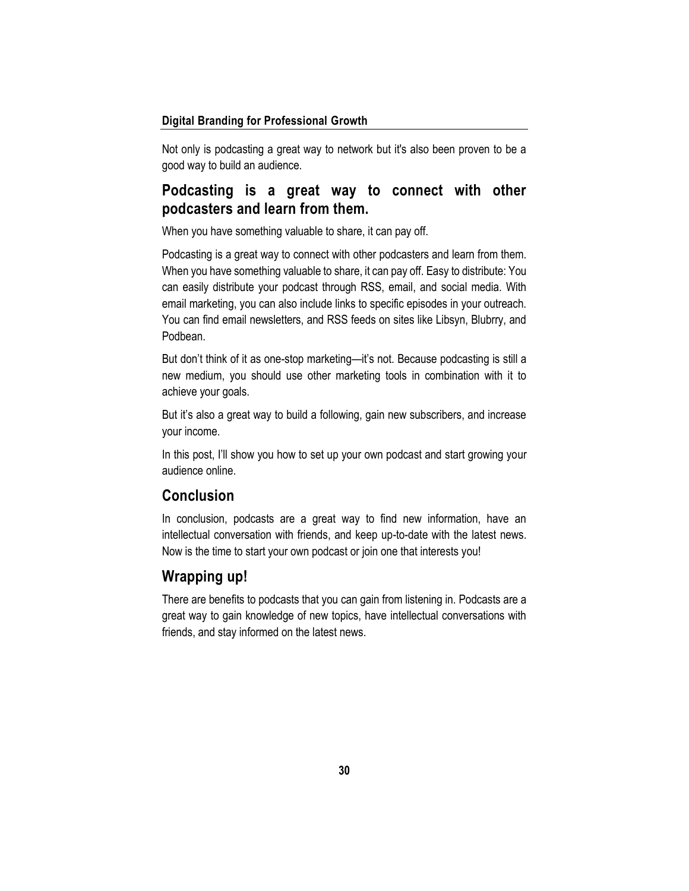Not only is podcasting a great way to network but it's also been proven to be a good way to build an audience.

## Podcasting is a great way to connect with other podcasters and learn from them.

When you have something valuable to share, it can pay off.

Podcasting is a great way to connect with other podcasters and learn from them. When you have something valuable to share, it can pay off. Easy to distribute: You can easily distribute your podcast through RSS, email, and social media. With email marketing, you can also include links to specific episodes in your outreach. You can find email newsletters, and RSS feeds on sites like Libsyn, Blubrry, and Podbean.

But don't think of it as one-stop marketing—it's not. Because podcasting is still a new medium, you should use other marketing tools in combination with it to achieve your goals.

But it's also a great way to build a following, gain new subscribers, and increase your income.

In this post, I'll show you how to set up your own podcast and start growing your audience online.

## Conclusion

In conclusion, podcasts are a great way to find new information, have an intellectual conversation with friends, and keep up-to-date with the latest news. Now is the time to start your own podcast or join one that interests you!

## Wrapping up!

There are benefits to podcasts that you can gain from listening in. Podcasts are a great way to gain knowledge of new topics, have intellectual conversations with friends, and stay informed on the latest news.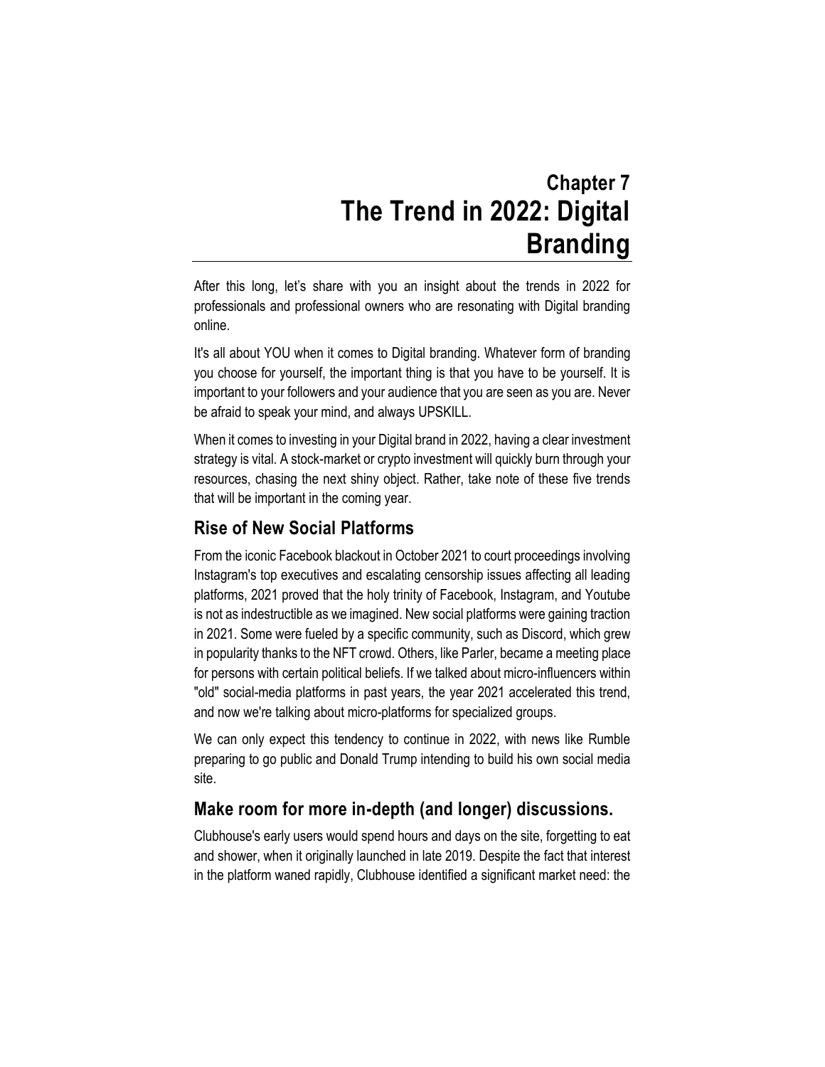# Chapter 7
# The Trend in 2022: Digital Branding

After this long, let's share with you an insight about the trends in 2022 for professionals and professional owners who are resonating with Digital branding online.

It's all about YOU when it comes to Digital branding. Whatever form of branding you choose for yourself, the important thing is that you have to be yourself. It is important to your followers and your audience that you are seen as you are. Never be afraid to speak your mind, and always UPSKILL.

When it comes to investing in your Digital brand in 2022, having a clear investment strategy is vital. A stock-market or crypto investment will quickly burn through your resources, chasing the next shiny object. Rather, take note of these five trends that will be important in the coming year.

## Rise of New Social Platforms

From the iconic Facebook blackout in October 2021 to court proceedings involving Instagram's top executives and escalating censorship issues affecting all leading platforms, 2021 proved that the holy trinity of Facebook, Instagram, and Youtube is not as indestructible as we imagined. New social platforms were gaining traction in 2021. Some were fueled by a specific community, such as Discord, which grew in popularity thanks to the NFT crowd. Others, like Parler, became a meeting place for persons with certain political beliefs. If we talked about micro-influencers within "old" social-media platforms in past years, the year 2021 accelerated this trend, and now we're talking about micro-platforms for specialized groups.

We can only expect this tendency to continue in 2022, with news like Rumble preparing to go public and Donald Trump intending to build his own social media site.

## Make room for more in-depth (and longer) discussions.

Clubhouse's early users would spend hours and days on the site, forgetting to eat and shower, when it originally launched in late 2019. Despite the fact that interest in the platform waned rapidly, Clubhouse identified a significant market need: the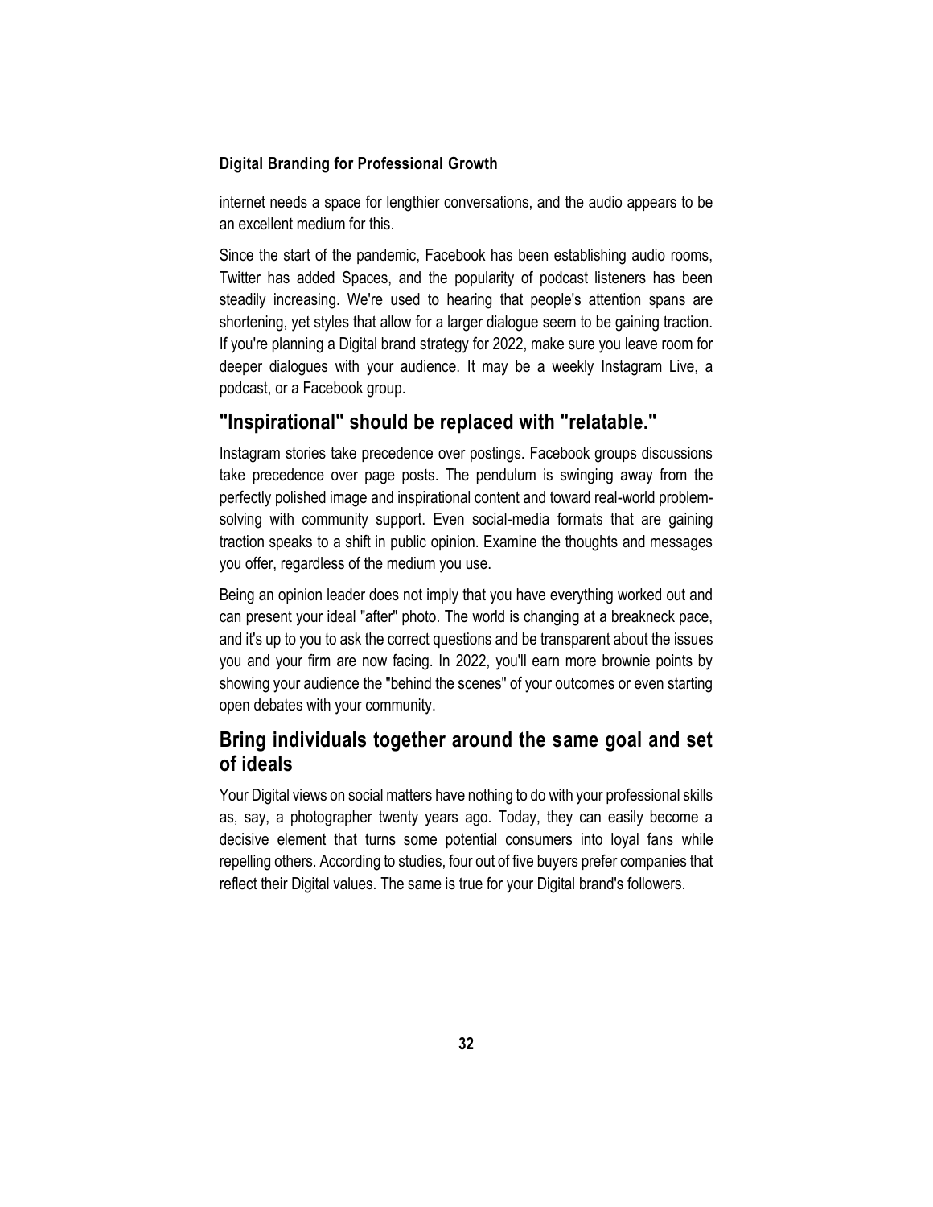internet needs a space for lengthier conversations, and the audio appears to be an excellent medium for this.

Since the start of the pandemic, Facebook has been establishing audio rooms, Twitter has added Spaces, and the popularity of podcast listeners has been steadily increasing. We're used to hearing that people's attention spans are shortening, yet styles that allow for a larger dialogue seem to be gaining traction. If you're planning a Digital brand strategy for 2022, make sure you leave room for deeper dialogues with your audience. It may be a weekly Instagram Live, a podcast, or a Facebook group.

## "Inspirational" should be replaced with "relatable."

Instagram stories take precedence over postings. Facebook groups discussions take precedence over page posts. The pendulum is swinging away from the perfectly polished image and inspirational content and toward real-world problem-solving with community support. Even social-media formats that are gaining traction speaks to a shift in public opinion. Examine the thoughts and messages you offer, regardless of the medium you use.

Being an opinion leader does not imply that you have everything worked out and can present your ideal "after" photo. The world is changing at a breakneck pace, and it's up to you to ask the correct questions and be transparent about the issues you and your firm are now facing. In 2022, you'll earn more brownie points by showing your audience the "behind the scenes" of your outcomes or even starting open debates with your community.

## Bring individuals together around the same goal and set of ideals

Your Digital views on social matters have nothing to do with your professional skills as, say, a photographer twenty years ago. Today, they can easily become a decisive element that turns some potential consumers into loyal fans while repelling others. According to studies, four out of five buyers prefer companies that reflect their Digital values. The same is true for your Digital brand's followers.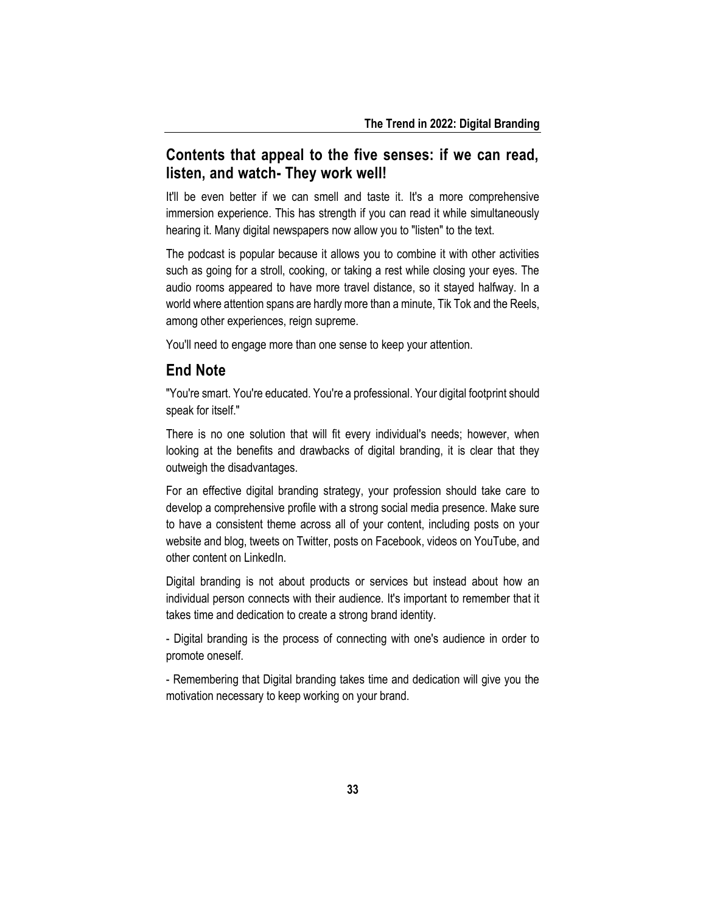## Contents that appeal to the five senses: if we can read, listen, and watch- They work well!

It'll be even better if we can smell and taste it. It's a more comprehensive immersion experience. This has strength if you can read it while simultaneously hearing it. Many digital newspapers now allow you to "listen" to the text.

The podcast is popular because it allows you to combine it with other activities such as going for a stroll, cooking, or taking a rest while closing your eyes. The audio rooms appeared to have more travel distance, so it stayed halfway. In a world where attention spans are hardly more than a minute, Tik Tok and the Reels, among other experiences, reign supreme.

You'll need to engage more than one sense to keep your attention.

## End Note

"You're smart. You're educated. You're a professional. Your digital footprint should speak for itself."

There is no one solution that will fit every individual's needs; however, when looking at the benefits and drawbacks of digital branding, it is clear that they outweigh the disadvantages.

For an effective digital branding strategy, your profession should take care to develop a comprehensive profile with a strong social media presence. Make sure to have a consistent theme across all of your content, including posts on your website and blog, tweets on Twitter, posts on Facebook, videos on YouTube, and other content on LinkedIn.

Digital branding is not about products or services but instead about how an individual person connects with their audience. It's important to remember that it takes time and dedication to create a strong brand identity.

- Digital branding is the process of connecting with one's audience in order to promote oneself.

- Remembering that Digital branding takes time and dedication will give you the motivation necessary to keep working on your brand.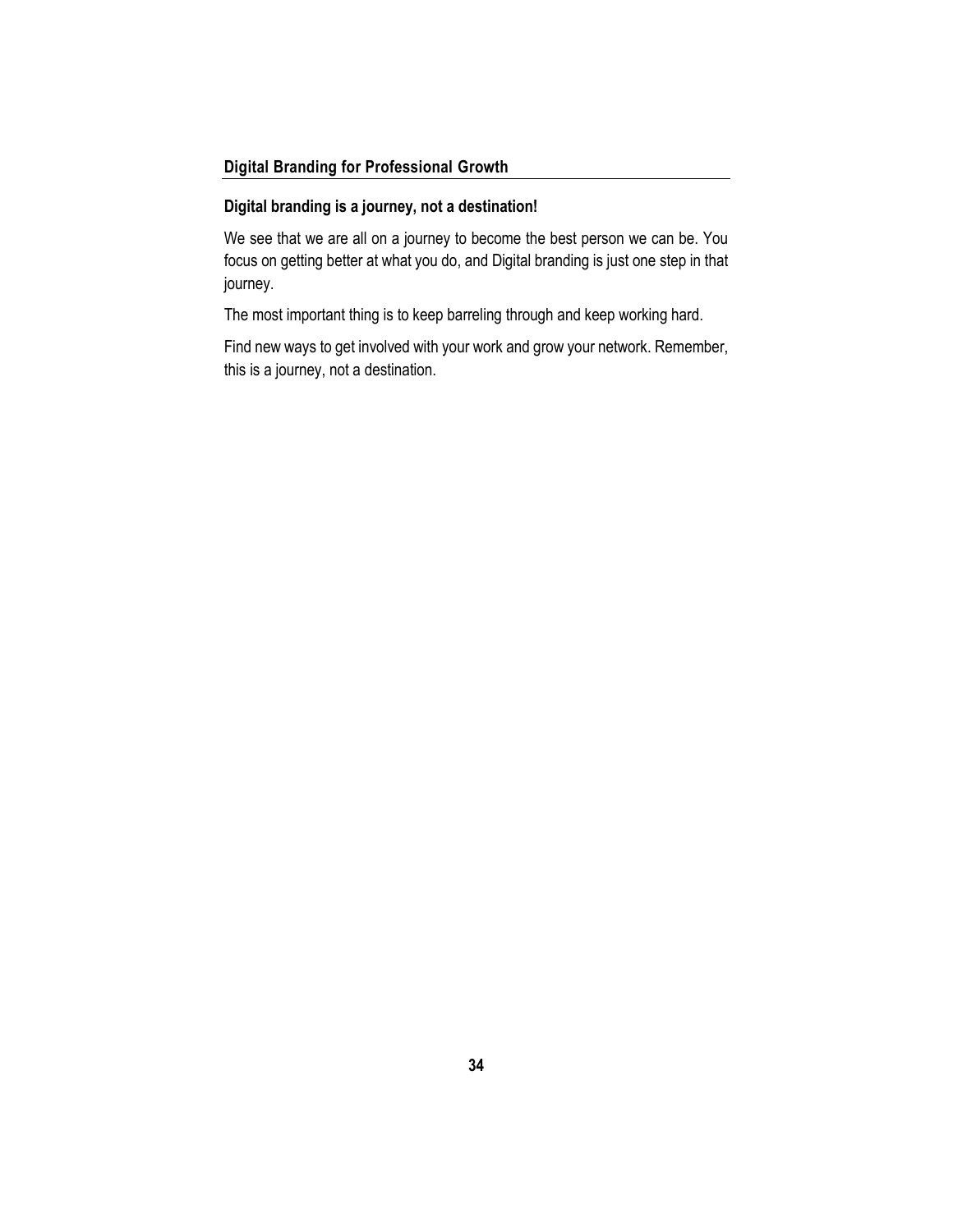## Digital branding is a journey, not a destination!

We see that we are all on a journey to become the best person we can be. You focus on getting better at what you do, and Digital branding is just one step in that journey.

The most important thing is to keep barreling through and keep working hard.

Find new ways to get involved with your work and grow your network. Remember, this is a journey, not a destination.